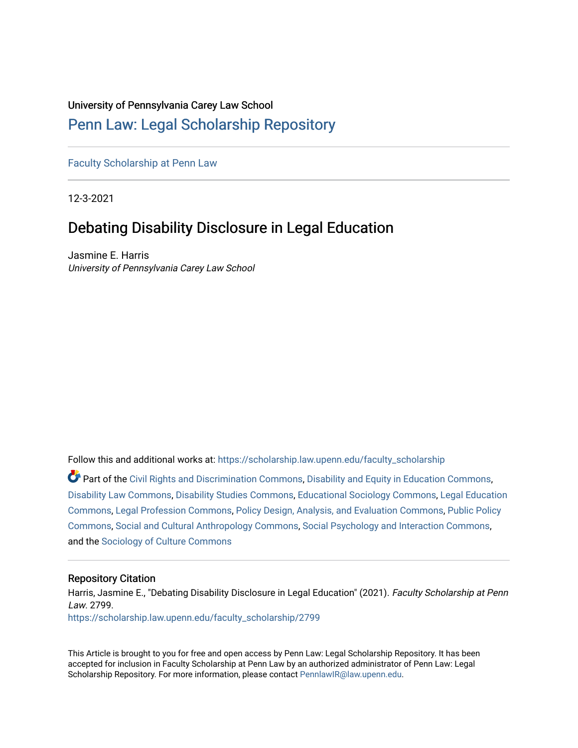University of Pennsylvania Carey Law School

# Penn Law: Legal Scholarship Repository

Faculty Scholarship at Penn Law

12-3-2021

## Debating Disability Disclosure in Legal Education

Jasmine E. Harris
*University of Pennsylvania Carey Law School*

Follow this and additional works at: https://scholarship.law.upenn.edu/faculty_scholarship

Part of the Civil Rights and Discrimination Commons, Disability and Equity in Education Commons, Disability Law Commons, Disability Studies Commons, Educational Sociology Commons, Legal Education Commons, Legal Profession Commons, Policy Design, Analysis, and Evaluation Commons, Public Policy Commons, Social and Cultural Anthropology Commons, Social Psychology and Interaction Commons, and the Sociology of Culture Commons

### Repository Citation

Harris, Jasmine E., "Debating Disability Disclosure in Legal Education" (2021). *Faculty Scholarship at Penn Law*. 2799.
https://scholarship.law.upenn.edu/faculty_scholarship/2799

This Article is brought to you for free and open access by Penn Law: Legal Scholarship Repository. It has been accepted for inclusion in Faculty Scholarship at Penn Law by an authorized administrator of Penn Law: Legal Scholarship Repository. For more information, please contact PennlawIR@law.upenn.edu.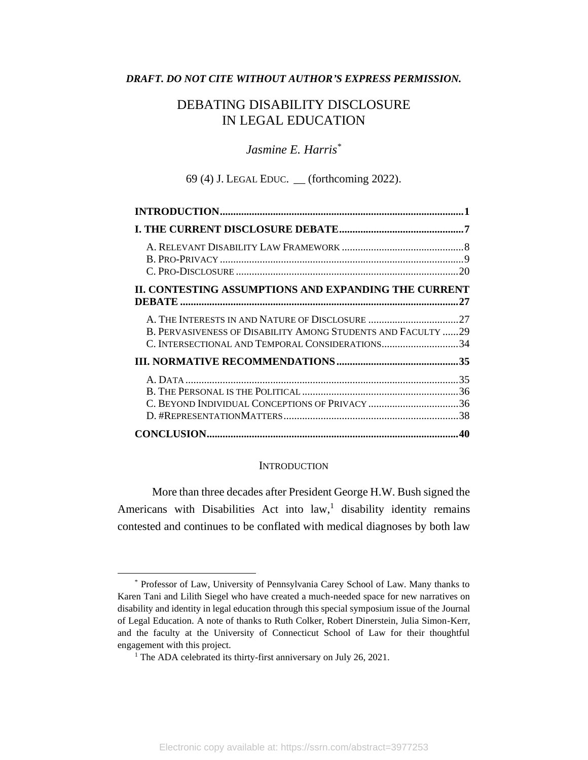***DRAFT. DO NOT CITE WITHOUT AUTHOR'S EXPRESS PERMISSION.***

# DEBATING DISABILITY DISCLOSURE IN LEGAL EDUCATION

*Jasmine E. Harris*[*]

69 (4) J. LEGAL EDUC. __ (forthcoming 2022).

| | |
|---|---|
| **INTRODUCTION** | **1** |
| **I. THE CURRENT DISCLOSURE DEBATE** | **7** |
| A. RELEVANT DISABILITY LAW FRAMEWORK | 8 |
| B. PRO-PRIVACY | 9 |
| C. PRO-DISCLOSURE | 20 |
| **II. CONTESTING ASSUMPTIONS AND EXPANDING THE CURRENT DEBATE** | **27** |
| A. THE INTERESTS IN AND NATURE OF DISCLOSURE | 27 |
| B. PERVASIVENESS OF DISABILITY AMONG STUDENTS AND FACULTY | 29 |
| C. INTERSECTIONAL AND TEMPORAL CONSIDERATIONS | 34 |
| **III. NORMATIVE RECOMMENDATIONS** | **35** |
| A. DATA | 35 |
| B. THE PERSONAL IS THE POLITICAL | 36 |
| C. BEYOND INDIVIDUAL CONCEPTIONS OF PRIVACY | 36 |
| D. #REPRESENTATIONMATTERS | 38 |
| **CONCLUSION** | **40** |

## INTRODUCTION

More than three decades after President George H.W. Bush signed the Americans with Disabilities Act into law,[1] disability identity remains contested and continues to be conflated with medical diagnoses by both law

---

[*] Professor of Law, University of Pennsylvania Carey School of Law. Many thanks to Karen Tani and Lilith Siegel who have created a much-needed space for new narratives on disability and identity in legal education through this special symposium issue of the Journal of Legal Education. A note of thanks to Ruth Colker, Robert Dinerstein, Julia Simon-Kerr, and the faculty at the University of Connecticut School of Law for their thoughtful engagement with this project.

[1] The ADA celebrated its thirty-first anniversary on July 26, 2021.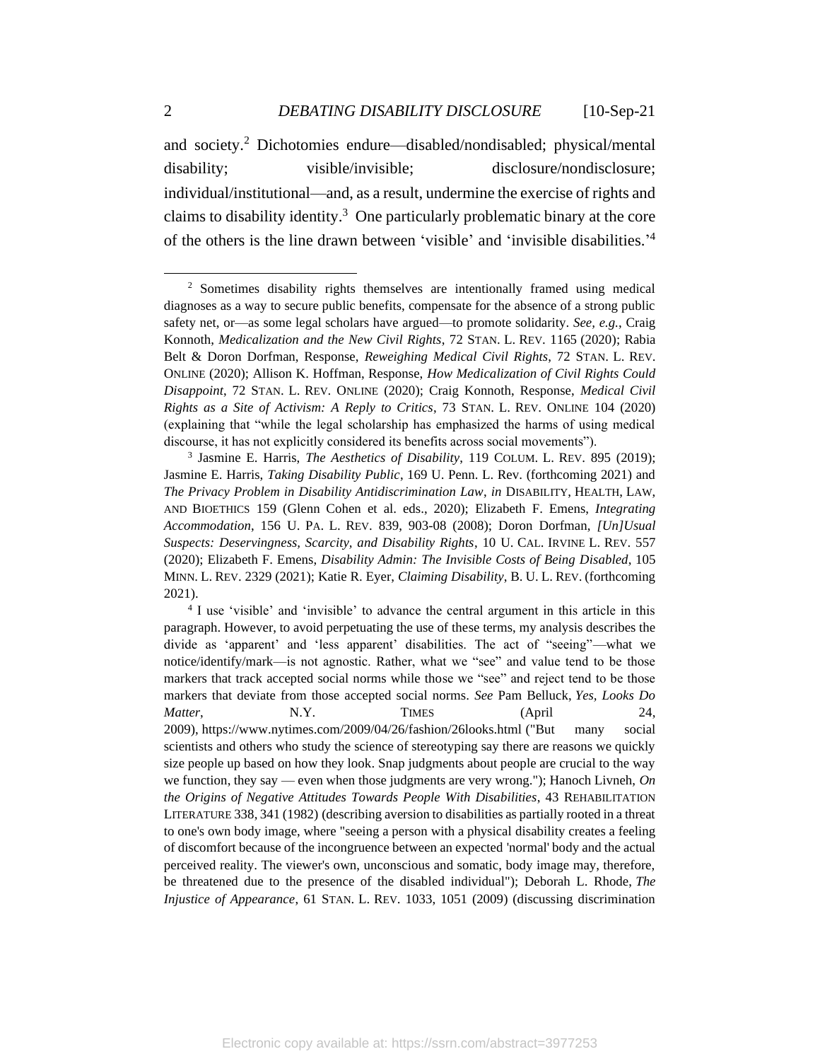and society.[2] Dichotomies endure—disabled/nondisabled; physical/mental disability; visible/invisible; disclosure/nondisclosure; individual/institutional—and, as a result, undermine the exercise of rights and claims to disability identity.[3] One particularly problematic binary at the core of the others is the line drawn between 'visible' and 'invisible disabilities.'[4]

---

[2] Sometimes disability rights themselves are intentionally framed using medical diagnoses as a way to secure public benefits, compensate for the absence of a strong public safety net, or—as some legal scholars have argued—to promote solidarity. *See, e.g.*, Craig Konnoth, *Medicalization and the New Civil Rights*, 72 STAN. L. REV. 1165 (2020); Rabia Belt & Doron Dorfman, Response, *Reweighing Medical Civil Rights*, 72 STAN. L. REV. ONLINE (2020); Allison K. Hoffman, Response, *How Medicalization of Civil Rights Could Disappoint*, 72 STAN. L. REV. ONLINE (2020); Craig Konnoth, Response, *Medical Civil Rights as a Site of Activism: A Reply to Critics*, 73 STAN. L. REV. ONLINE 104 (2020) (explaining that "while the legal scholarship has emphasized the harms of using medical discourse, it has not explicitly considered its benefits across social movements").

[3] Jasmine E. Harris, *The Aesthetics of Disability*, 119 COLUM. L. REV. 895 (2019); Jasmine E. Harris, *Taking Disability Public*, 169 U. Penn. L. Rev. (forthcoming 2021) and *The Privacy Problem in Disability Antidiscrimination Law*, *in* DISABILITY, HEALTH, LAW, AND BIOETHICS 159 (Glenn Cohen et al. eds., 2020); Elizabeth F. Emens, *Integrating Accommodation*, 156 U. PA. L. REV. 839, 903-08 (2008); Doron Dorfman, *[Un]Usual Suspects: Deservingness, Scarcity, and Disability Rights*, 10 U. CAL. IRVINE L. REV. 557 (2020); Elizabeth F. Emens, *Disability Admin: The Invisible Costs of Being Disabled*, 105 MINN. L. REV. 2329 (2021); Katie R. Eyer, *Claiming Disability*, B. U. L. REV. (forthcoming 2021).

[4] I use 'visible' and 'invisible' to advance the central argument in this article in this paragraph. However, to avoid perpetuating the use of these terms, my analysis describes the divide as 'apparent' and 'less apparent' disabilities. The act of "seeing"—what we notice/identify/mark—is not agnostic. Rather, what we "see" and value tend to be those markers that track accepted social norms while those we "see" and reject tend to be those markers that deviate from those accepted social norms. *See* Pam Belluck, *Yes, Looks Do Matter*, N.Y. TIMES (April 24, 2009), https://www.nytimes.com/2009/04/26/fashion/26looks.html ("But many social scientists and others who study the science of stereotyping say there are reasons we quickly size people up based on how they look. Snap judgments about people are crucial to the way we function, they say — even when those judgments are very wrong."); Hanoch Livneh, *On the Origins of Negative Attitudes Towards People With Disabilities*, 43 REHABILITATION LITERATURE 338, 341 (1982) (describing aversion to disabilities as partially rooted in a threat to one's own body image, where "seeing a person with a physical disability creates a feeling of discomfort because of the incongruence between an expected 'normal' body and the actual perceived reality. The viewer's own, unconscious and somatic, body image may, therefore, be threatened due to the presence of the disabled individual"); Deborah L. Rhode, *The Injustice of Appearance*, 61 STAN. L. REV. 1033, 1051 (2009) (discussing discrimination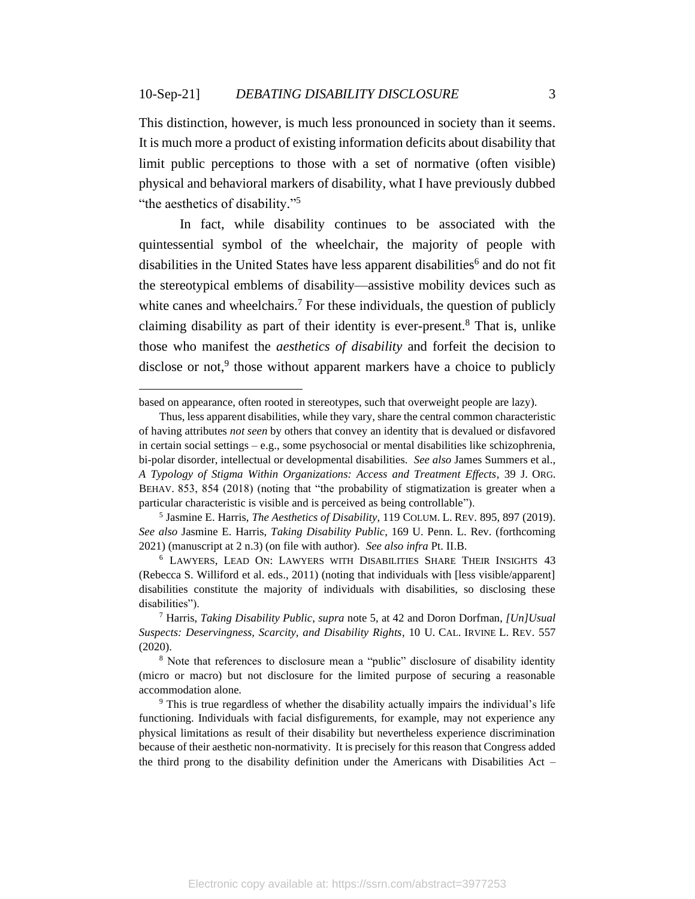This distinction, however, is much less pronounced in society than it seems. It is much more a product of existing information deficits about disability that limit public perceptions to those with a set of normative (often visible) physical and behavioral markers of disability, what I have previously dubbed "the aesthetics of disability."[5]

In fact, while disability continues to be associated with the quintessential symbol of the wheelchair, the majority of people with disabilities in the United States have less apparent disabilities[6] and do not fit the stereotypical emblems of disability—assistive mobility devices such as white canes and wheelchairs.[7] For these individuals, the question of publicly claiming disability as part of their identity is ever-present.[8] That is, unlike those who manifest the *aesthetics of disability* and forfeit the decision to disclose or not,[9] those without apparent markers have a choice to publicly

---

based on appearance, often rooted in stereotypes, such that overweight people are lazy).

Thus, less apparent disabilities, while they vary, share the central common characteristic of having attributes *not seen* by others that convey an identity that is devalued or disfavored in certain social settings – e.g., some psychosocial or mental disabilities like schizophrenia, bi-polar disorder, intellectual or developmental disabilities. *See also* James Summers et al., *A Typology of Stigma Within Organizations: Access and Treatment Effects*, 39 J. ORG. BEHAV. 853, 854 (2018) (noting that "the probability of stigmatization is greater when a particular characteristic is visible and is perceived as being controllable").

[5] Jasmine E. Harris, *The Aesthetics of Disability*, 119 COLUM. L. REV. 895, 897 (2019). *See also* Jasmine E. Harris, *Taking Disability Public*, 169 U. Penn. L. Rev. (forthcoming 2021) (manuscript at 2 n.3) (on file with author). *See also infra* Pt. II.B.

[6] LAWYERS, LEAD ON: LAWYERS WITH DISABILITIES SHARE THEIR INSIGHTS 43 (Rebecca S. Williford et al. eds., 2011) (noting that individuals with [less visible/apparent] disabilities constitute the majority of individuals with disabilities, so disclosing these disabilities").

[7] Harris, *Taking Disability Public*, *supra* note 5, at 42 and Doron Dorfman, *[Un]Usual Suspects: Deservingness, Scarcity, and Disability Rights*, 10 U. CAL. IRVINE L. REV. 557 (2020).

[8] Note that references to disclosure mean a "public" disclosure of disability identity (micro or macro) but not disclosure for the limited purpose of securing a reasonable accommodation alone.

[9] This is true regardless of whether the disability actually impairs the individual's life functioning. Individuals with facial disfigurements, for example, may not experience any physical limitations as result of their disability but nevertheless experience discrimination because of their aesthetic non-normativity. It is precisely for this reason that Congress added the third prong to the disability definition under the Americans with Disabilities Act –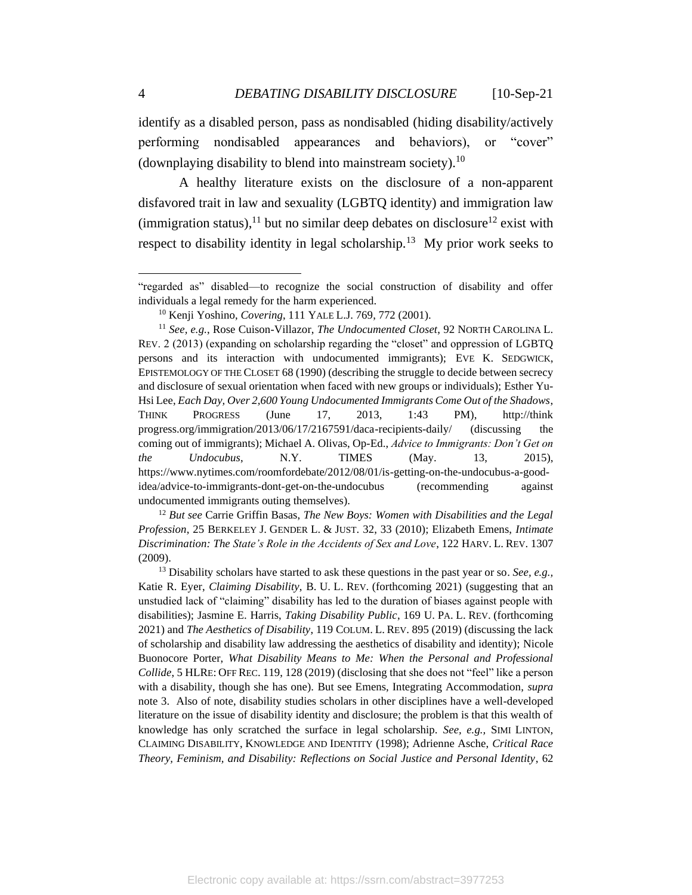identify as a disabled person, pass as nondisabled (hiding disability/actively performing nondisabled appearances and behaviors), or "cover" (downplaying disability to blend into mainstream society).[10]

A healthy literature exists on the disclosure of a non-apparent disfavored trait in law and sexuality (LGBTQ identity) and immigration law (immigration status),[11] but no similar deep debates on disclosure[12] exist with respect to disability identity in legal scholarship.[13] My prior work seeks to

---

"regarded as" disabled—to recognize the social construction of disability and offer individuals a legal remedy for the harm experienced.

[10] Kenji Yoshino, *Covering*, 111 YALE L.J. 769, 772 (2001).

[11] *See, e.g.*, Rose Cuison-Villazor, *The Undocumented Closet*, 92 NORTH CAROLINA L. REV. 2 (2013) (expanding on scholarship regarding the "closet" and oppression of LGBTQ persons and its interaction with undocumented immigrants); EVE K. SEDGWICK, EPISTEMOLOGY OF THE CLOSET 68 (1990) (describing the struggle to decide between secrecy and disclosure of sexual orientation when faced with new groups or individuals); Esther Yu-Hsi Lee, *Each Day, Over 2,600 Young Undocumented Immigrants Come Out of the Shadows*, THINK PROGRESS (June 17, 2013, 1:43 PM), http://think progress.org/immigration/2013/06/17/2167591/daca-recipients-daily/ (discussing the coming out of immigrants); Michael A. Olivas, Op-Ed., *Advice to Immigrants: Don't Get on the Undocubus*, N.Y. TIMES (May. 13, 2015), https://www.nytimes.com/roomfordebate/2012/08/01/is-getting-on-the-undocubus-a-good-idea/advice-to-immigrants-dont-get-on-the-undocubus (recommending against undocumented immigrants outing themselves).

[12] *But see* Carrie Griffin Basas, *The New Boys: Women with Disabilities and the Legal Profession*, 25 BERKELEY J. GENDER L. & JUST. 32, 33 (2010); Elizabeth Emens, *Intimate Discrimination: The State's Role in the Accidents of Sex and Love*, 122 HARV. L. REV. 1307 (2009).

[13] Disability scholars have started to ask these questions in the past year or so. *See, e.g.,* Katie R. Eyer, *Claiming Disability*, B. U. L. REV. (forthcoming 2021) (suggesting that an unstudied lack of "claiming" disability has led to the duration of biases against people with disabilities); Jasmine E. Harris, *Taking Disability Public*, 169 U. PA. L. REV. (forthcoming 2021) and *The Aesthetics of Disability*, 119 COLUM. L. REV. 895 (2019) (discussing the lack of scholarship and disability law addressing the aesthetics of disability and identity); Nicole Buonocore Porter, *What Disability Means to Me: When the Personal and Professional Collide*, 5 HLRE: OFF REC. 119, 128 (2019) (disclosing that she does not "feel" like a person with a disability, though she has one). But see Emens, Integrating Accommodation, *supra* note 3. Also of note, disability studies scholars in other disciplines have a well-developed literature on the issue of disability identity and disclosure; the problem is that this wealth of knowledge has only scratched the surface in legal scholarship. *See, e.g.,* SIMI LINTON, CLAIMING DISABILITY, KNOWLEDGE AND IDENTITY (1998); Adrienne Asche, *Critical Race Theory, Feminism, and Disability: Reflections on Social Justice and Personal Identity*, 62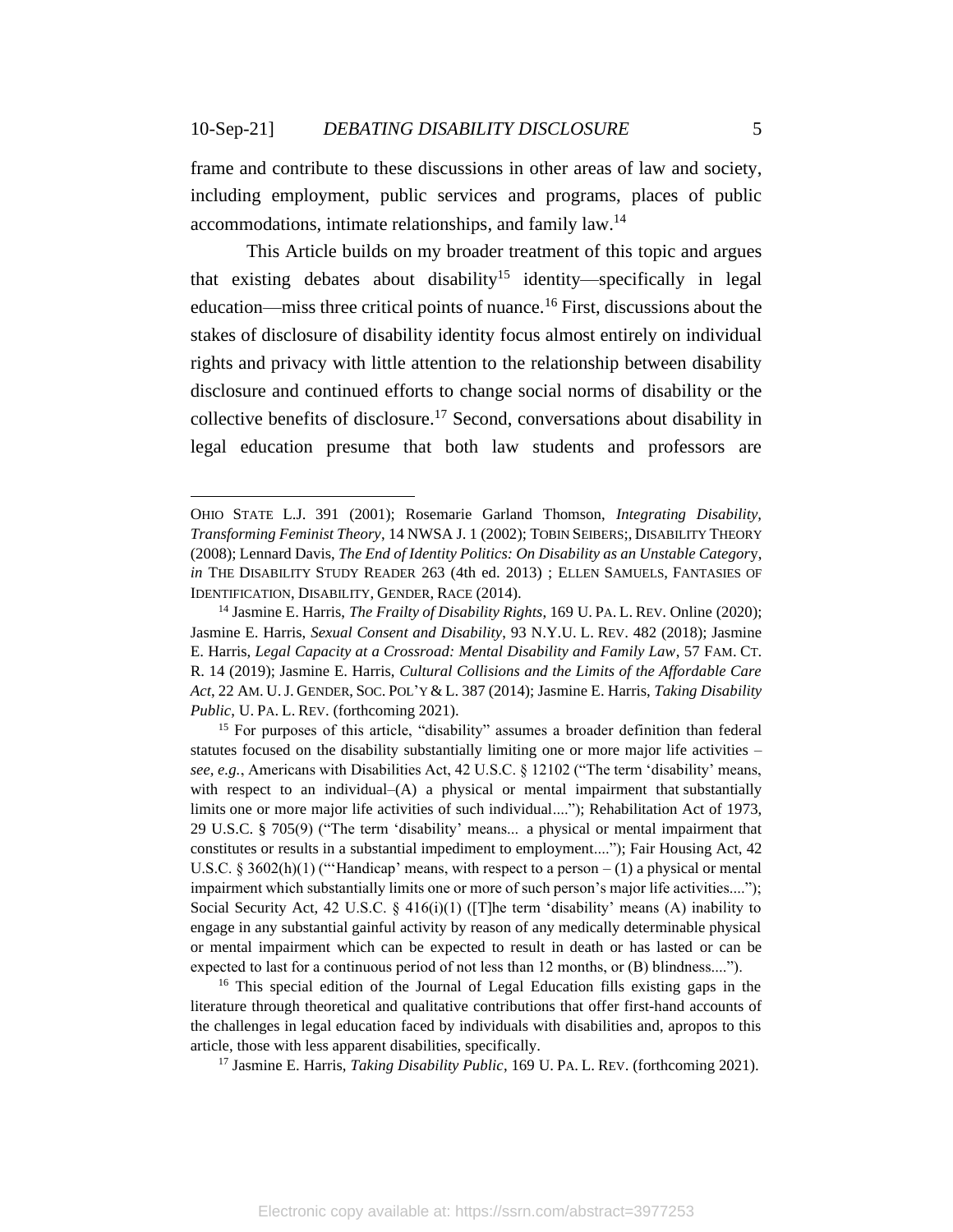frame and contribute to these discussions in other areas of law and society, including employment, public services and programs, places of public accommodations, intimate relationships, and family law.[14]

This Article builds on my broader treatment of this topic and argues that existing debates about disability[15] identity—specifically in legal education—miss three critical points of nuance.[16] First, discussions about the stakes of disclosure of disability identity focus almost entirely on individual rights and privacy with little attention to the relationship between disability disclosure and continued efforts to change social norms of disability or the collective benefits of disclosure.[17] Second, conversations about disability in legal education presume that both law students and professors are

---

OHIO STATE L.J. 391 (2001); Rosemarie Garland Thomson, *Integrating Disability, Transforming Feminist Theory*, 14 NWSA J. 1 (2002); TOBIN SEIBERS;, DISABILITY THEORY (2008); Lennard Davis, *The End of Identity Politics: On Disability as an Unstable Category*, *in* THE DISABILITY STUDY READER 263 (4th ed. 2013) ; ELLEN SAMUELS, FANTASIES OF IDENTIFICATION, DISABILITY, GENDER, RACE (2014).

[14] Jasmine E. Harris, *The Frailty of Disability Rights*, 169 U. PA. L. REV. Online (2020); Jasmine E. Harris, *Sexual Consent and Disability*, 93 N.Y.U. L. REV. 482 (2018); Jasmine E. Harris, *Legal Capacity at a Crossroad: Mental Disability and Family Law*, 57 FAM. CT. R. 14 (2019); Jasmine E. Harris, *Cultural Collisions and the Limits of the Affordable Care Act*, 22 AM. U. J. GENDER, SOC. POL'Y & L. 387 (2014); Jasmine E. Harris, *Taking Disability Public*, U. PA. L. REV. (forthcoming 2021).

[15] For purposes of this article, "disability" assumes a broader definition than federal statutes focused on the disability substantially limiting one or more major life activities – *see, e.g.*, Americans with Disabilities Act, 42 U.S.C. § 12102 ("The term 'disability' means, with respect to an individual–(A) a physical or mental impairment that substantially limits one or more major life activities of such individual...."); Rehabilitation Act of 1973, 29 U.S.C. § 705(9) ("The term 'disability' means... a physical or mental impairment that constitutes or results in a substantial impediment to employment...."); Fair Housing Act, 42 U.S.C. § 3602(h)(1) ("'Handicap' means, with respect to a person – (1) a physical or mental impairment which substantially limits one or more of such person's major life activities...."); Social Security Act, 42 U.S.C. § 416(i)(1) ([T]he term 'disability' means (A) inability to engage in any substantial gainful activity by reason of any medically determinable physical or mental impairment which can be expected to result in death or has lasted or can be expected to last for a continuous period of not less than 12 months, or (B) blindness....").

[16] This special edition of the Journal of Legal Education fills existing gaps in the literature through theoretical and qualitative contributions that offer first-hand accounts of the challenges in legal education faced by individuals with disabilities and, apropos to this article, those with less apparent disabilities, specifically.

[17] Jasmine E. Harris, *Taking Disability Public*, 169 U. PA. L. REV. (forthcoming 2021).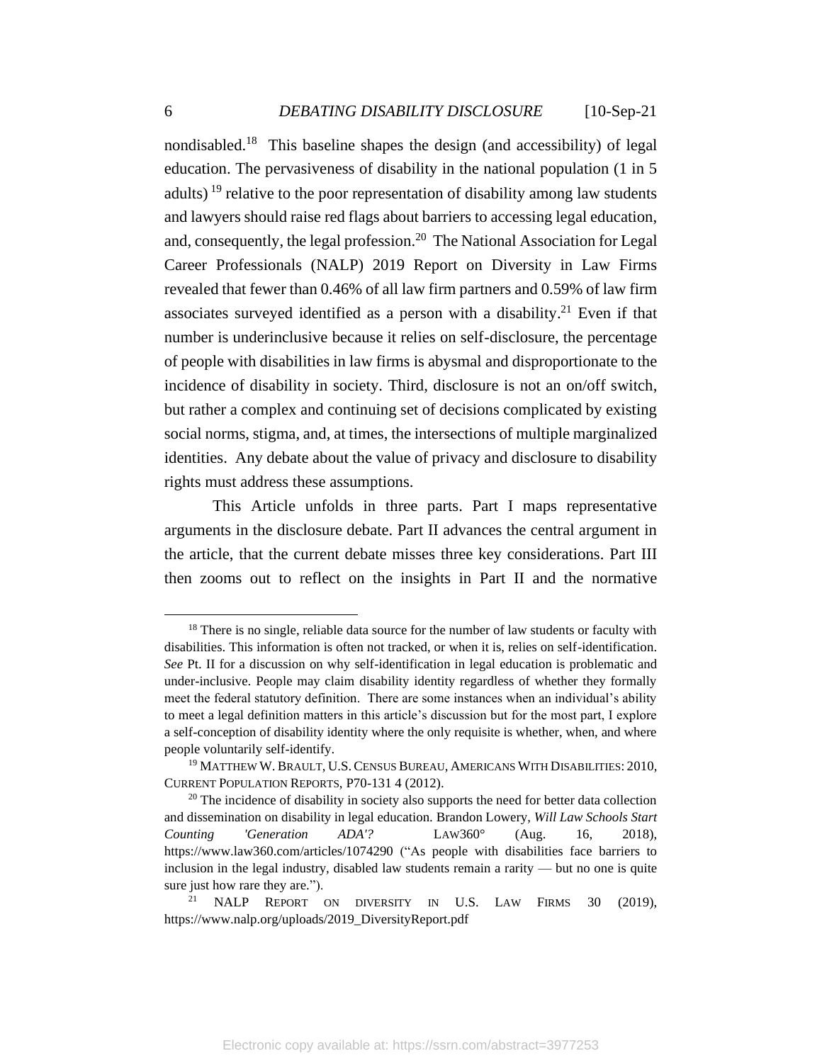nondisabled.[18] This baseline shapes the design (and accessibility) of legal education. The pervasiveness of disability in the national population (1 in 5 adults) [19] relative to the poor representation of disability among law students and lawyers should raise red flags about barriers to accessing legal education, and, consequently, the legal profession.[20] The National Association for Legal Career Professionals (NALP) 2019 Report on Diversity in Law Firms revealed that fewer than 0.46% of all law firm partners and 0.59% of law firm associates surveyed identified as a person with a disability.[21] Even if that number is underinclusive because it relies on self-disclosure, the percentage of people with disabilities in law firms is abysmal and disproportionate to the incidence of disability in society. Third, disclosure is not an on/off switch, but rather a complex and continuing set of decisions complicated by existing social norms, stigma, and, at times, the intersections of multiple marginalized identities. Any debate about the value of privacy and disclosure to disability rights must address these assumptions.

This Article unfolds in three parts. Part I maps representative arguments in the disclosure debate. Part II advances the central argument in the article, that the current debate misses three key considerations. Part III then zooms out to reflect on the insights in Part II and the normative

---

[18] There is no single, reliable data source for the number of law students or faculty with disabilities. This information is often not tracked, or when it is, relies on self-identification. *See* Pt. II for a discussion on why self-identification in legal education is problematic and under-inclusive. People may claim disability identity regardless of whether they formally meet the federal statutory definition. There are some instances when an individual's ability to meet a legal definition matters in this article's discussion but for the most part, I explore a self-conception of disability identity where the only requisite is whether, when, and where people voluntarily self-identify.

[19] MATTHEW W. BRAULT, U.S. CENSUS BUREAU, AMERICANS WITH DISABILITIES: 2010, CURRENT POPULATION REPORTS, P70-131 4 (2012).

[20] The incidence of disability in society also supports the need for better data collection and dissemination on disability in legal education. Brandon Lowery, *Will Law Schools Start Counting 'Generation ADA'?* LAW360° (Aug. 16, 2018), https://www.law360.com/articles/1074290 ("As people with disabilities face barriers to inclusion in the legal industry, disabled law students remain a rarity — but no one is quite sure just how rare they are.").

[21] NALP REPORT ON DIVERSITY IN U.S. LAW FIRMS 30 (2019), https://www.nalp.org/uploads/2019_DiversityReport.pdf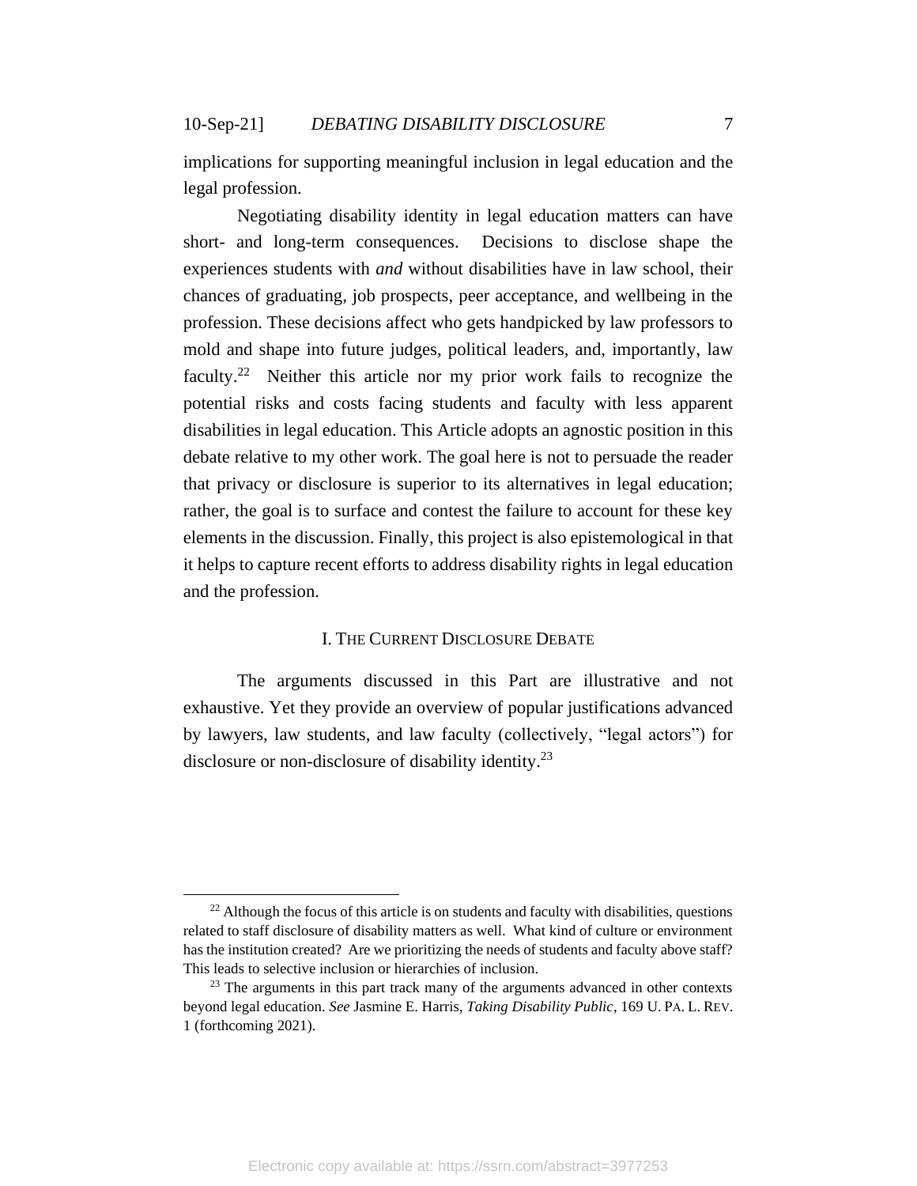implications for supporting meaningful inclusion in legal education and the legal profession.

Negotiating disability identity in legal education matters can have short- and long-term consequences. Decisions to disclose shape the experiences students with *and* without disabilities have in law school, their chances of graduating, job prospects, peer acceptance, and wellbeing in the profession. These decisions affect who gets handpicked by law professors to mold and shape into future judges, political leaders, and, importantly, law faculty.[22] Neither this article nor my prior work fails to recognize the potential risks and costs facing students and faculty with less apparent disabilities in legal education. This Article adopts an agnostic position in this debate relative to my other work. The goal here is not to persuade the reader that privacy or disclosure is superior to its alternatives in legal education; rather, the goal is to surface and contest the failure to account for these key elements in the discussion. Finally, this project is also epistemological in that it helps to capture recent efforts to address disability rights in legal education and the profession.

## I. THE CURRENT DISCLOSURE DEBATE

The arguments discussed in this Part are illustrative and not exhaustive. Yet they provide an overview of popular justifications advanced by lawyers, law students, and law faculty (collectively, "legal actors") for disclosure or non-disclosure of disability identity.[23]

---

[22] Although the focus of this article is on students and faculty with disabilities, questions related to staff disclosure of disability matters as well. What kind of culture or environment has the institution created? Are we prioritizing the needs of students and faculty above staff? This leads to selective inclusion or hierarchies of inclusion.

[23] The arguments in this part track many of the arguments advanced in other contexts beyond legal education. *See* Jasmine E. Harris, *Taking Disability Public*, 169 U. PA. L. REV. 1 (forthcoming 2021).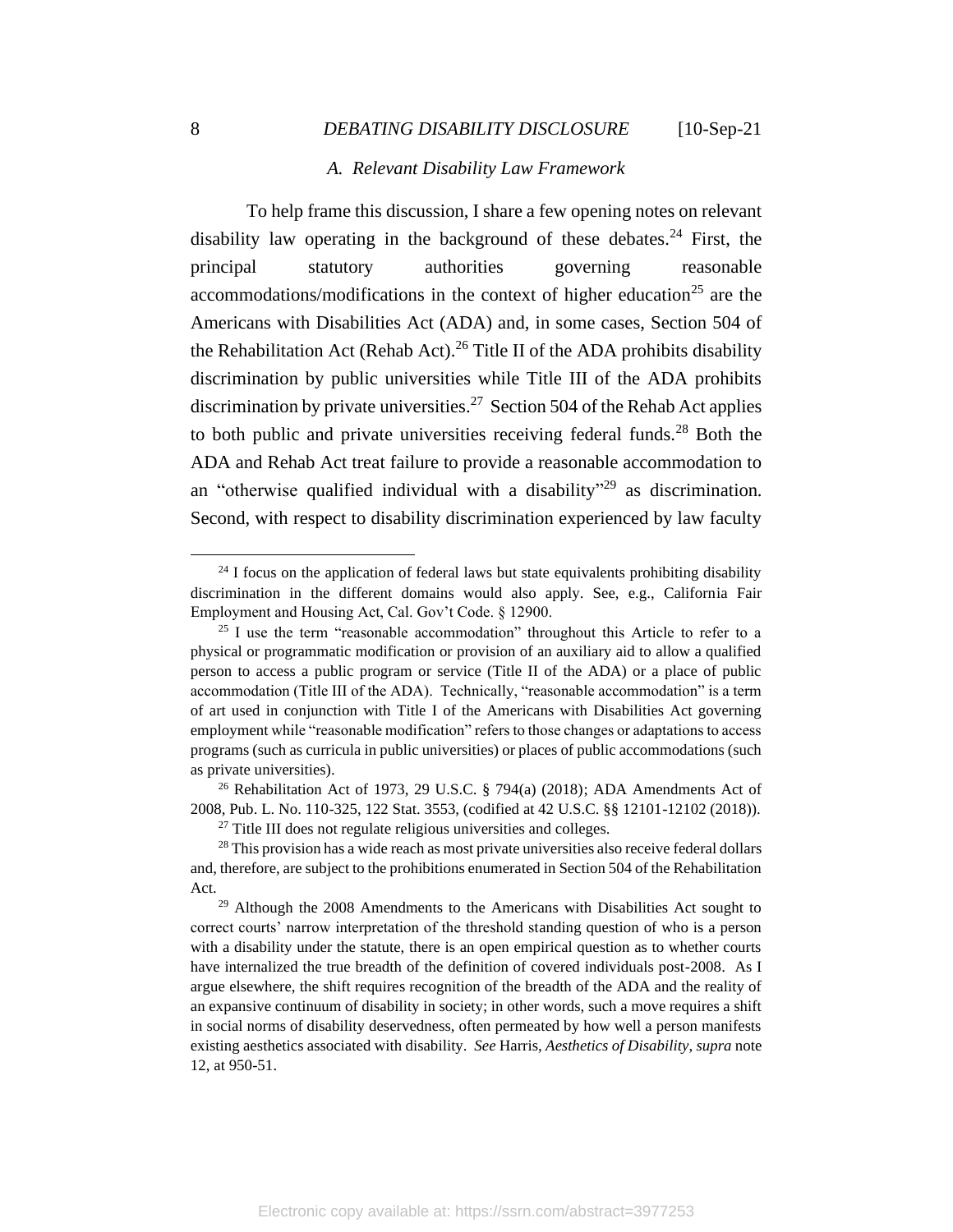### A. Relevant Disability Law Framework

To help frame this discussion, I share a few opening notes on relevant disability law operating in the background of these debates.[24] First, the principal statutory authorities governing reasonable accommodations/modifications in the context of higher education[25] are the Americans with Disabilities Act (ADA) and, in some cases, Section 504 of the Rehabilitation Act (Rehab Act).[26] Title II of the ADA prohibits disability discrimination by public universities while Title III of the ADA prohibits discrimination by private universities.[27] Section 504 of the Rehab Act applies to both public and private universities receiving federal funds.[28] Both the ADA and Rehab Act treat failure to provide a reasonable accommodation to an "otherwise qualified individual with a disability"[29] as discrimination. Second, with respect to disability discrimination experienced by law faculty

---

[24] I focus on the application of federal laws but state equivalents prohibiting disability discrimination in the different domains would also apply. See, e.g., California Fair Employment and Housing Act, Cal. Gov't Code. § 12900.

[25] I use the term "reasonable accommodation" throughout this Article to refer to a physical or programmatic modification or provision of an auxiliary aid to allow a qualified person to access a public program or service (Title II of the ADA) or a place of public accommodation (Title III of the ADA). Technically, "reasonable accommodation" is a term of art used in conjunction with Title I of the Americans with Disabilities Act governing employment while "reasonable modification" refers to those changes or adaptations to access programs (such as curricula in public universities) or places of public accommodations (such as private universities).

[26] Rehabilitation Act of 1973, 29 U.S.C. § 794(a) (2018); ADA Amendments Act of 2008, Pub. L. No. 110-325, 122 Stat. 3553, (codified at 42 U.S.C. §§ 12101-12102 (2018)).

[27] Title III does not regulate religious universities and colleges.

[28] This provision has a wide reach as most private universities also receive federal dollars and, therefore, are subject to the prohibitions enumerated in Section 504 of the Rehabilitation Act.

[29] Although the 2008 Amendments to the Americans with Disabilities Act sought to correct courts' narrow interpretation of the threshold standing question of who is a person with a disability under the statute, there is an open empirical question as to whether courts have internalized the true breadth of the definition of covered individuals post-2008. As I argue elsewhere, the shift requires recognition of the breadth of the ADA and the reality of an expansive continuum of disability in society; in other words, such a move requires a shift in social norms of disability deservedness, often permeated by how well a person manifests existing aesthetics associated with disability. *See* Harris, *Aesthetics of Disability*, *supra* note 12, at 950-51.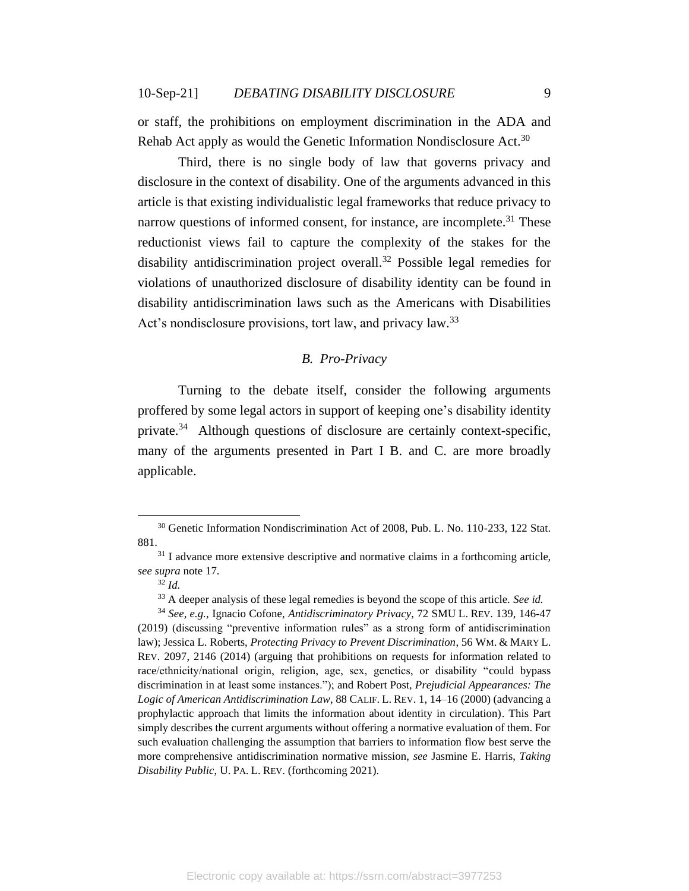or staff, the prohibitions on employment discrimination in the ADA and Rehab Act apply as would the Genetic Information Nondisclosure Act.[30]

Third, there is no single body of law that governs privacy and disclosure in the context of disability. One of the arguments advanced in this article is that existing individualistic legal frameworks that reduce privacy to narrow questions of informed consent, for instance, are incomplete.[31] These reductionist views fail to capture the complexity of the stakes for the disability antidiscrimination project overall.[32] Possible legal remedies for violations of unauthorized disclosure of disability identity can be found in disability antidiscrimination laws such as the Americans with Disabilities Act's nondisclosure provisions, tort law, and privacy law.[33]

### *B. Pro-Privacy*

Turning to the debate itself, consider the following arguments proffered by some legal actors in support of keeping one's disability identity private.[34] Although questions of disclosure are certainly context-specific, many of the arguments presented in Part I B. and C. are more broadly applicable.

---

[30] Genetic Information Nondiscrimination Act of 2008, Pub. L. No. 110-233, 122 Stat. 881.

[31] I advance more extensive descriptive and normative claims in a forthcoming article, *see supra* note 17.

[32] *Id.*

[33] A deeper analysis of these legal remedies is beyond the scope of this article. *See id.*

[34] *See, e.g.*, Ignacio Cofone, *Antidiscriminatory Privacy*, 72 SMU L. REV. 139, 146-47 (2019) (discussing "preventive information rules" as a strong form of antidiscrimination law); Jessica L. Roberts, *Protecting Privacy to Prevent Discrimination*, 56 WM. & MARY L. REV. 2097, 2146 (2014) (arguing that prohibitions on requests for information related to race/ethnicity/national origin, religion, age, sex, genetics, or disability "could bypass discrimination in at least some instances."); and Robert Post, *Prejudicial Appearances: The Logic of American Antidiscrimination Law*, 88 CALIF. L. REV. 1, 14–16 (2000) (advancing a prophylactic approach that limits the information about identity in circulation). This Part simply describes the current arguments without offering a normative evaluation of them. For such evaluation challenging the assumption that barriers to information flow best serve the more comprehensive antidiscrimination normative mission, *see* Jasmine E. Harris, *Taking Disability Public*, U. PA. L. REV. (forthcoming 2021).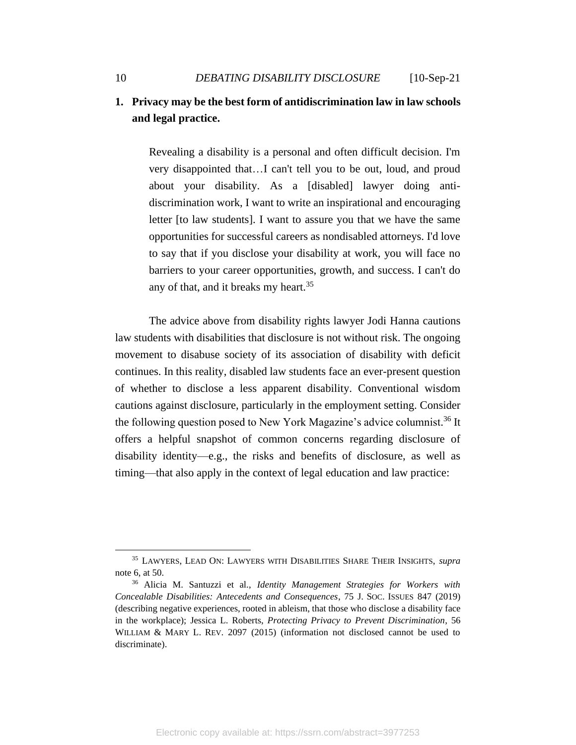**1. Privacy may be the best form of antidiscrimination law in law schools and legal practice.**

> Revealing a disability is a personal and often difficult decision. I'm very disappointed that…I can't tell you to be out, loud, and proud about your disability. As a [disabled] lawyer doing anti-discrimination work, I want to write an inspirational and encouraging letter [to law students]. I want to assure you that we have the same opportunities for successful careers as nondisabled attorneys. I'd love to say that if you disclose your disability at work, you will face no barriers to your career opportunities, growth, and success. I can't do any of that, and it breaks my heart.[35]

The advice above from disability rights lawyer Jodi Hanna cautions law students with disabilities that disclosure is not without risk. The ongoing movement to disabuse society of its association of disability with deficit continues. In this reality, disabled law students face an ever-present question of whether to disclose a less apparent disability. Conventional wisdom cautions against disclosure, particularly in the employment setting. Consider the following question posed to New York Magazine's advice columnist.[36] It offers a helpful snapshot of common concerns regarding disclosure of disability identity—e.g., the risks and benefits of disclosure, as well as timing—that also apply in the context of legal education and law practice:

---

[35] LAWYERS, LEAD ON: LAWYERS WITH DISABILITIES SHARE THEIR INSIGHTS, *supra* note 6, at 50.

[36] Alicia M. Santuzzi et al., *Identity Management Strategies for Workers with Concealable Disabilities: Antecedents and Consequences*, 75 J. SOC. ISSUES 847 (2019) (describing negative experiences, rooted in ableism, that those who disclose a disability face in the workplace); Jessica L. Roberts, *Protecting Privacy to Prevent Discrimination*, 56 WILLIAM & MARY L. REV. 2097 (2015) (information not disclosed cannot be used to discriminate).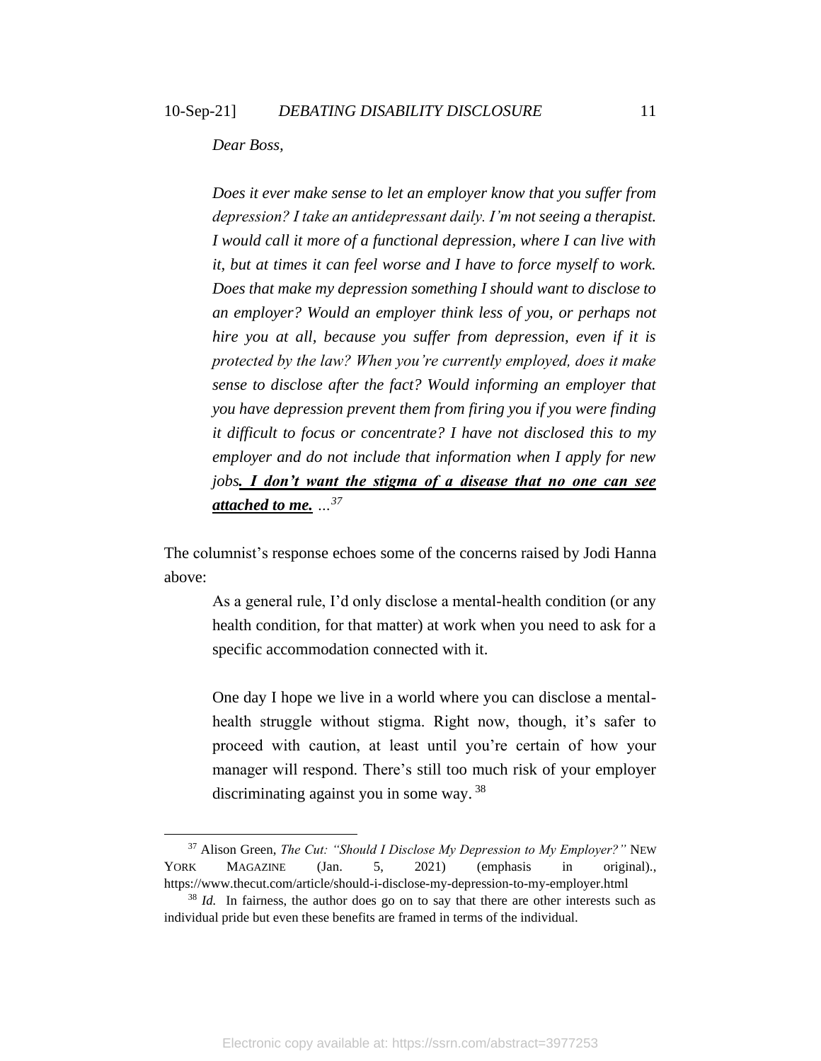*Dear Boss,*

> *Does it ever make sense to let an employer know that you suffer from depression? I take an antidepressant daily. I'm not seeing a therapist. I would call it more of a functional depression, where I can live with it, but at times it can feel worse and I have to force myself to work. Does that make my depression something I should want to disclose to an employer? Would an employer think less of you, or perhaps not hire you at all, because you suffer from depression, even if it is protected by the law? When you're currently employed, does it make sense to disclose after the fact? Would informing an employer that you have depression prevent them from firing you if you were finding it difficult to focus or concentrate? I have not disclosed this to my employer and do not include that information when I apply for new jobs**. I don't want the stigma of a disease that no one can see attached to me.*** *...*[37]

The columnist's response echoes some of the concerns raised by Jodi Hanna above:

> As a general rule, I'd only disclose a mental-health condition (or any health condition, for that matter) at work when you need to ask for a specific accommodation connected with it.
>
> One day I hope we live in a world where you can disclose a mental-health struggle without stigma. Right now, though, it's safer to proceed with caution, at least until you're certain of how your manager will respond. There's still too much risk of your employer discriminating against you in some way.[38]

---

[37] Alison Green, *The Cut: "Should I Disclose My Depression to My Employer?"* NEW YORK MAGAZINE (Jan. 5, 2021) (emphasis in original)., https://www.thecut.com/article/should-i-disclose-my-depression-to-my-employer.html

[38] *Id.* In fairness, the author does go on to say that there are other interests such as individual pride but even these benefits are framed in terms of the individual.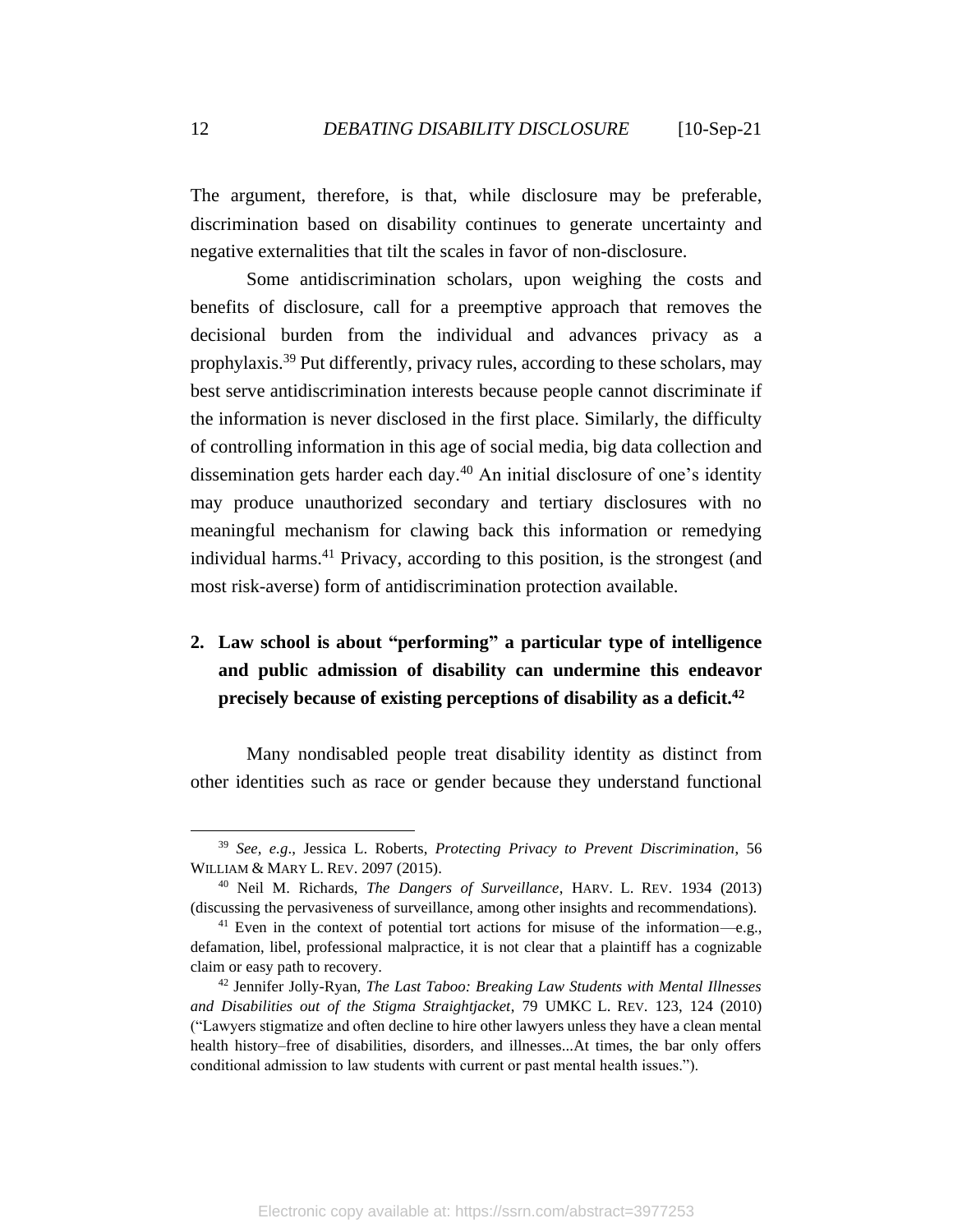The argument, therefore, is that, while disclosure may be preferable, discrimination based on disability continues to generate uncertainty and negative externalities that tilt the scales in favor of non-disclosure.

Some antidiscrimination scholars, upon weighing the costs and benefits of disclosure, call for a preemptive approach that removes the decisional burden from the individual and advances privacy as a prophylaxis.[39] Put differently, privacy rules, according to these scholars, may best serve antidiscrimination interests because people cannot discriminate if the information is never disclosed in the first place. Similarly, the difficulty of controlling information in this age of social media, big data collection and dissemination gets harder each day.[40] An initial disclosure of one's identity may produce unauthorized secondary and tertiary disclosures with no meaningful mechanism for clawing back this information or remedying individual harms.[41] Privacy, according to this position, is the strongest (and most risk-averse) form of antidiscrimination protection available.

**2. Law school is about "performing" a particular type of intelligence and public admission of disability can undermine this endeavor precisely because of existing perceptions of disability as a deficit.[42]**

Many nondisabled people treat disability identity as distinct from other identities such as race or gender because they understand functional

---

[39] *See, e.g.*, Jessica L. Roberts, *Protecting Privacy to Prevent Discrimination*, 56 WILLIAM & MARY L. REV. 2097 (2015).

[40] Neil M. Richards, *The Dangers of Surveillance*, HARV. L. REV. 1934 (2013) (discussing the pervasiveness of surveillance, among other insights and recommendations).

[41] Even in the context of potential tort actions for misuse of the information—e.g., defamation, libel, professional malpractice, it is not clear that a plaintiff has a cognizable claim or easy path to recovery.

[42] Jennifer Jolly-Ryan, *The Last Taboo: Breaking Law Students with Mental Illnesses and Disabilities out of the Stigma Straightjacket*, 79 UMKC L. REV. 123, 124 (2010) ("Lawyers stigmatize and often decline to hire other lawyers unless they have a clean mental health history–free of disabilities, disorders, and illnesses...At times, the bar only offers conditional admission to law students with current or past mental health issues.").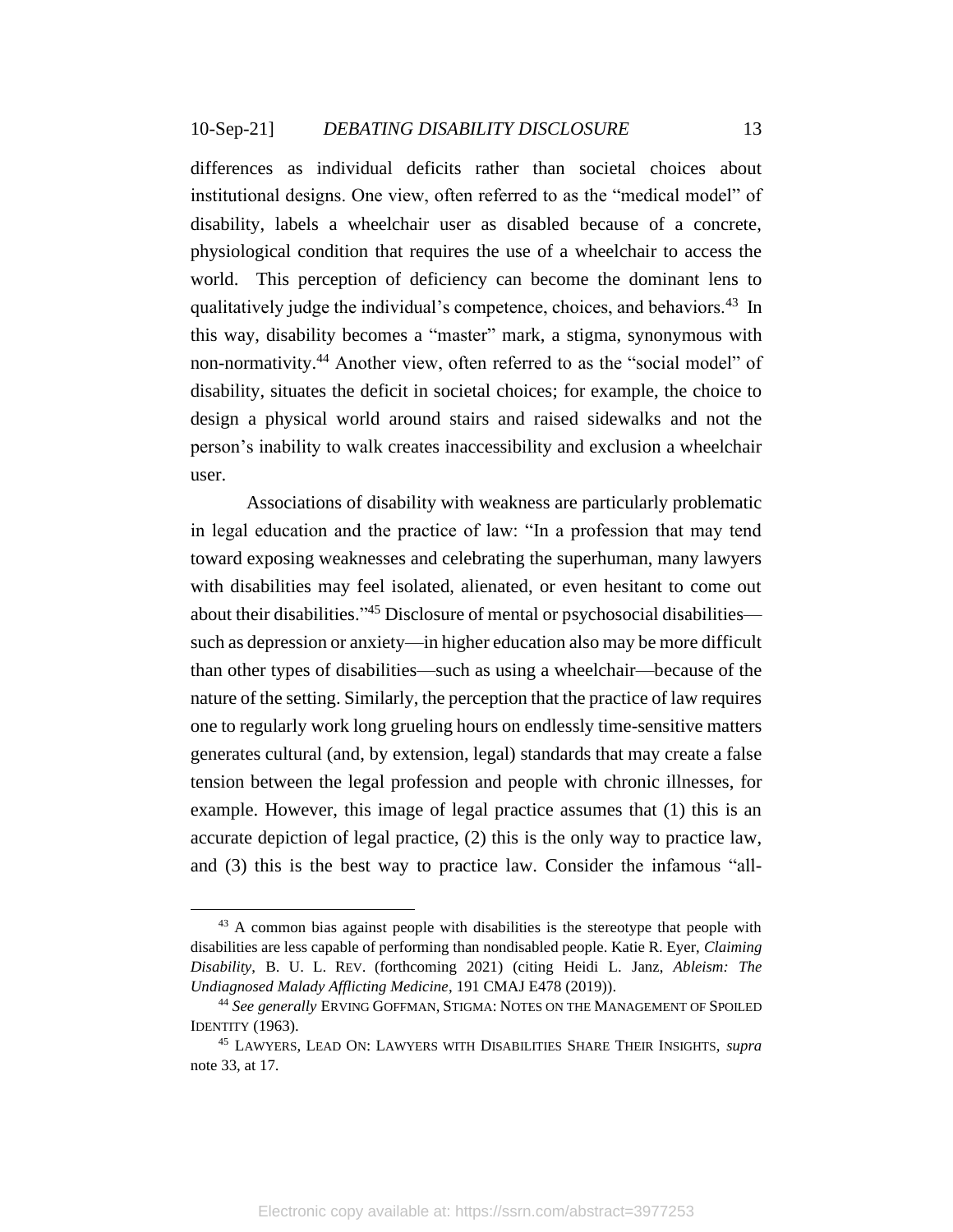differences as individual deficits rather than societal choices about institutional designs. One view, often referred to as the "medical model" of disability, labels a wheelchair user as disabled because of a concrete, physiological condition that requires the use of a wheelchair to access the world. This perception of deficiency can become the dominant lens to qualitatively judge the individual's competence, choices, and behaviors.[43] In this way, disability becomes a "master" mark, a stigma, synonymous with non-normativity.[44] Another view, often referred to as the "social model" of disability, situates the deficit in societal choices; for example, the choice to design a physical world around stairs and raised sidewalks and not the person's inability to walk creates inaccessibility and exclusion a wheelchair user.

Associations of disability with weakness are particularly problematic in legal education and the practice of law: "In a profession that may tend toward exposing weaknesses and celebrating the superhuman, many lawyers with disabilities may feel isolated, alienated, or even hesitant to come out about their disabilities."[45] Disclosure of mental or psychosocial disabilities—such as depression or anxiety—in higher education also may be more difficult than other types of disabilities—such as using a wheelchair—because of the nature of the setting. Similarly, the perception that the practice of law requires one to regularly work long grueling hours on endlessly time-sensitive matters generates cultural (and, by extension, legal) standards that may create a false tension between the legal profession and people with chronic illnesses, for example. However, this image of legal practice assumes that (1) this is an accurate depiction of legal practice, (2) this is the only way to practice law, and (3) this is the best way to practice law. Consider the infamous "all-

---

[43] A common bias against people with disabilities is the stereotype that people with disabilities are less capable of performing than nondisabled people. Katie R. Eyer, *Claiming Disability*, B. U. L. REV. (forthcoming 2021) (citing Heidi L. Janz, *Ableism: The Undiagnosed Malady Afflicting Medicine*, 191 CMAJ E478 (2019)).

[44] *See generally* ERVING GOFFMAN, STIGMA: NOTES ON THE MANAGEMENT OF SPOILED IDENTITY (1963).

[45] LAWYERS, LEAD ON: LAWYERS WITH DISABILITIES SHARE THEIR INSIGHTS, *supra* note 33, at 17.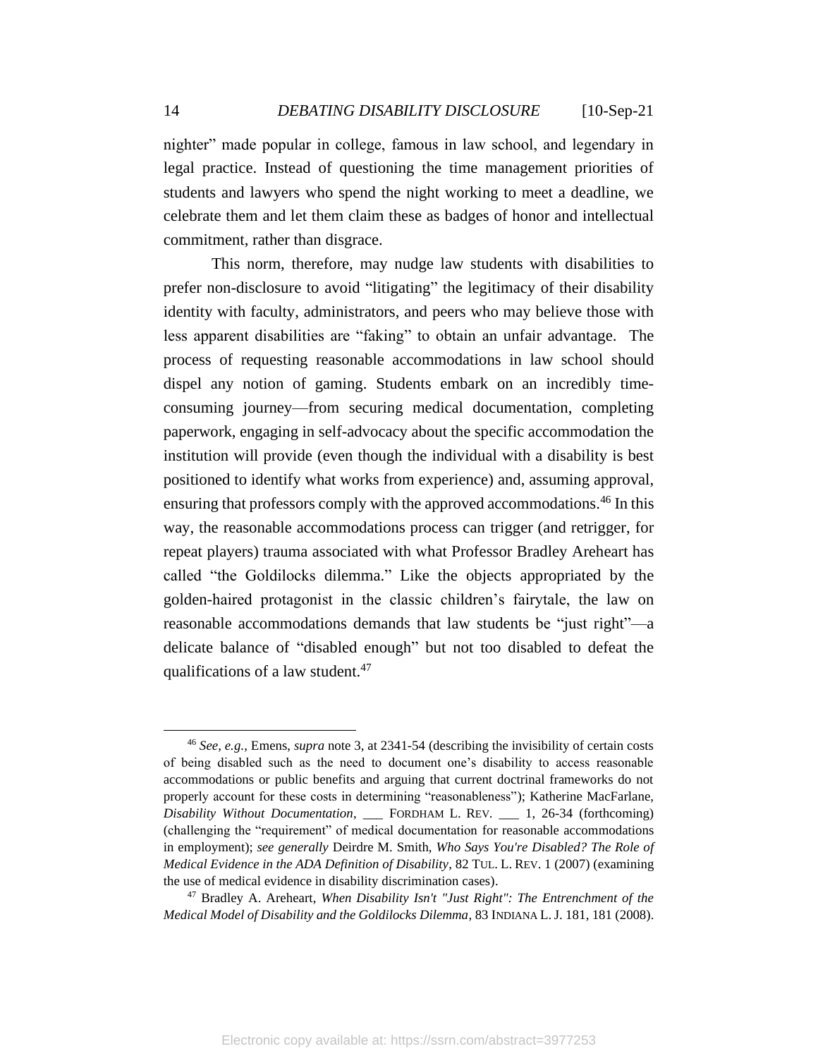nighter” made popular in college, famous in law school, and legendary in legal practice. Instead of questioning the time management priorities of students and lawyers who spend the night working to meet a deadline, we celebrate them and let them claim these as badges of honor and intellectual commitment, rather than disgrace.

This norm, therefore, may nudge law students with disabilities to prefer non-disclosure to avoid “litigating” the legitimacy of their disability identity with faculty, administrators, and peers who may believe those with less apparent disabilities are “faking” to obtain an unfair advantage. The process of requesting reasonable accommodations in law school should dispel any notion of gaming. Students embark on an incredibly time-consuming journey—from securing medical documentation, completing paperwork, engaging in self-advocacy about the specific accommodation the institution will provide (even though the individual with a disability is best positioned to identify what works from experience) and, assuming approval, ensuring that professors comply with the approved accommodations.[46] In this way, the reasonable accommodations process can trigger (and retrigger, for repeat players) trauma associated with what Professor Bradley Areheart has called “the Goldilocks dilemma.” Like the objects appropriated by the golden-haired protagonist in the classic children’s fairytale, the law on reasonable accommodations demands that law students be “just right”—a delicate balance of “disabled enough” but not too disabled to defeat the qualifications of a law student.[47]

---

[46] *See, e.g.*, Emens, *supra* note 3, at 2341-54 (describing the invisibility of certain costs of being disabled such as the need to document one’s disability to access reasonable accommodations or public benefits and arguing that current doctrinal frameworks do not properly account for these costs in determining “reasonableness”); Katherine MacFarlane, *Disability Without Documentation*, ___ FORDHAM L. REV. ___ 1, 26-34 (forthcoming) (challenging the “requirement” of medical documentation for reasonable accommodations in employment); *see generally* Deirdre M. Smith, *Who Says You're Disabled? The Role of Medical Evidence in the ADA Definition of Disability*, 82 TUL. L. REV. 1 (2007) (examining the use of medical evidence in disability discrimination cases).

[47] Bradley A. Areheart, *When Disability Isn't "Just Right": The Entrenchment of the Medical Model of Disability and the Goldilocks Dilemma*, 83 INDIANA L. J. 181, 181 (2008).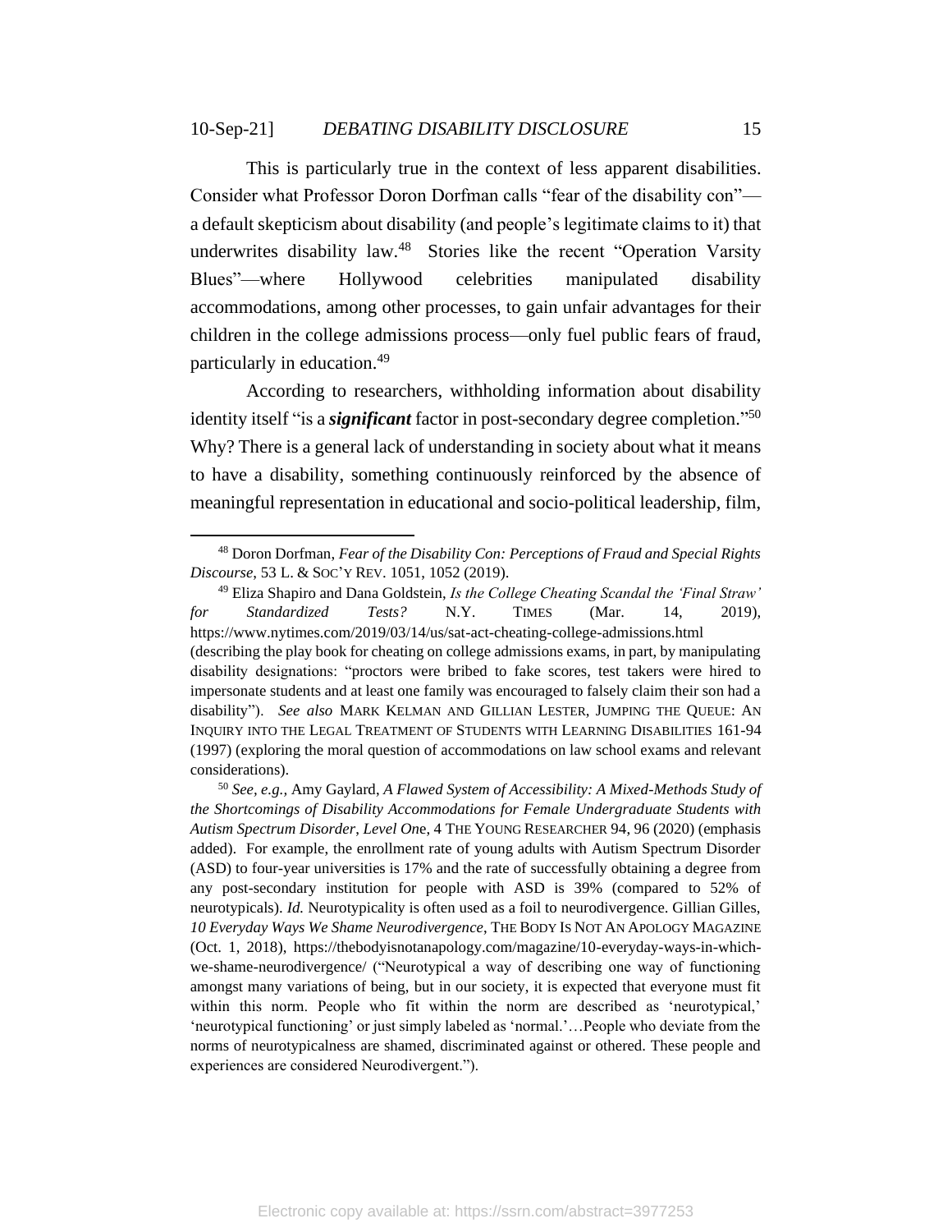This is particularly true in the context of less apparent disabilities. Consider what Professor Doron Dorfman calls "fear of the disability con"—a default skepticism about disability (and people's legitimate claims to it) that underwrites disability law.[48] Stories like the recent "Operation Varsity Blues"—where Hollywood celebrities manipulated disability accommodations, among other processes, to gain unfair advantages for their children in the college admissions process—only fuel public fears of fraud, particularly in education.[49]

According to researchers, withholding information about disability identity itself "is a ***significant*** factor in post-secondary degree completion."[50] Why? There is a general lack of understanding in society about what it means to have a disability, something continuously reinforced by the absence of meaningful representation in educational and socio-political leadership, film,

---

[48] Doron Dorfman, *Fear of the Disability Con: Perceptions of Fraud and Special Rights Discourse*, 53 L. & SOC'Y REV. 1051, 1052 (2019).

[49] Eliza Shapiro and Dana Goldstein, *Is the College Cheating Scandal the 'Final Straw' for Standardized Tests?* N.Y. TIMES (Mar. 14, 2019), https://www.nytimes.com/2019/03/14/us/sat-act-cheating-college-admissions.html (describing the play book for cheating on college admissions exams, in part, by manipulating disability designations: "proctors were bribed to fake scores, test takers were hired to impersonate students and at least one family was encouraged to falsely claim their son had a disability"). *See also* MARK KELMAN AND GILLIAN LESTER, JUMPING THE QUEUE: AN INQUIRY INTO THE LEGAL TREATMENT OF STUDENTS WITH LEARNING DISABILITIES 161-94 (1997) (exploring the moral question of accommodations on law school exams and relevant considerations).

[50] *See, e.g.*, Amy Gaylard, *A Flawed System of Accessibility: A Mixed-Methods Study of the Shortcomings of Disability Accommodations for Female Undergraduate Students with Autism Spectrum Disorder, Level One*, 4 THE YOUNG RESEARCHER 94, 96 (2020) (emphasis added). For example, the enrollment rate of young adults with Autism Spectrum Disorder (ASD) to four-year universities is 17% and the rate of successfully obtaining a degree from any post-secondary institution for people with ASD is 39% (compared to 52% of neurotypicals). *Id.* Neurotypicality is often used as a foil to neurodivergence. Gillian Gilles, *10 Everyday Ways We Shame Neurodivergence*, THE BODY IS NOT AN APOLOGY MAGAZINE (Oct. 1, 2018), https://thebodyisnotanapology.com/magazine/10-everyday-ways-in-which-we-shame-neurodivergence/ ("Neurotypical a way of describing one way of functioning amongst many variations of being, but in our society, it is expected that everyone must fit within this norm. People who fit within the norm are described as 'neurotypical,' 'neurotypical functioning' or just simply labeled as 'normal.'…People who deviate from the norms of neurotypicalness are shamed, discriminated against or othered. These people and experiences are considered Neurodivergent.").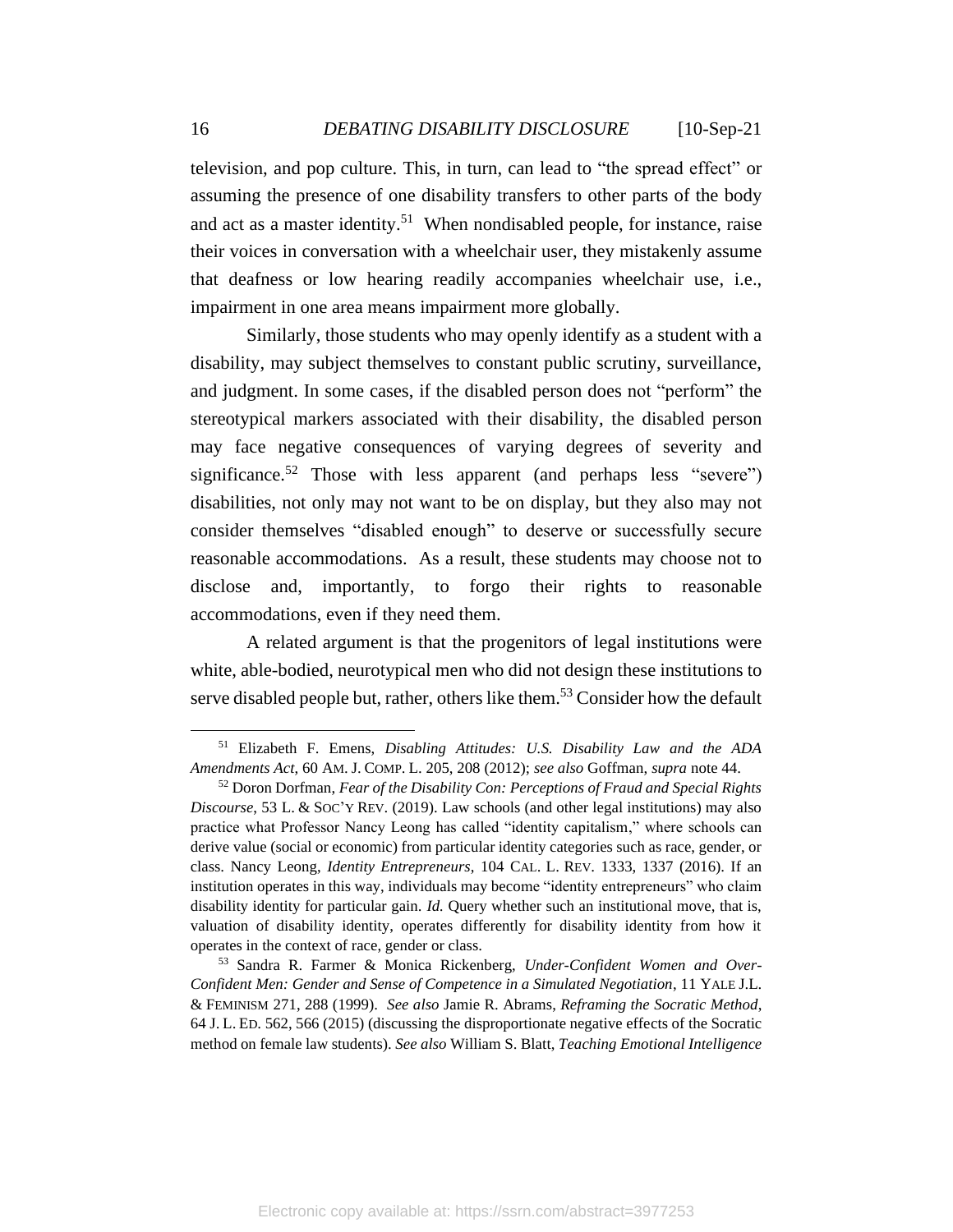television, and pop culture. This, in turn, can lead to "the spread effect" or assuming the presence of one disability transfers to other parts of the body and act as a master identity.[51] When nondisabled people, for instance, raise their voices in conversation with a wheelchair user, they mistakenly assume that deafness or low hearing readily accompanies wheelchair use, i.e., impairment in one area means impairment more globally.

Similarly, those students who may openly identify as a student with a disability, may subject themselves to constant public scrutiny, surveillance, and judgment. In some cases, if the disabled person does not "perform" the stereotypical markers associated with their disability, the disabled person may face negative consequences of varying degrees of severity and significance.[52] Those with less apparent (and perhaps less "severe") disabilities, not only may not want to be on display, but they also may not consider themselves "disabled enough" to deserve or successfully secure reasonable accommodations. As a result, these students may choose not to disclose and, importantly, to forgo their rights to reasonable accommodations, even if they need them.

A related argument is that the progenitors of legal institutions were white, able-bodied, neurotypical men who did not design these institutions to serve disabled people but, rather, others like them.[53] Consider how the default

---

[51] Elizabeth F. Emens, *Disabling Attitudes: U.S. Disability Law and the ADA Amendments Act*, 60 AM. J. COMP. L. 205, 208 (2012); *see also* Goffman, *supra* note 44.

[52] Doron Dorfman, *Fear of the Disability Con: Perceptions of Fraud and Special Rights Discourse*, 53 L. & SOC'Y REV. (2019). Law schools (and other legal institutions) may also practice what Professor Nancy Leong has called "identity capitalism," where schools can derive value (social or economic) from particular identity categories such as race, gender, or class. Nancy Leong, *Identity Entrepreneurs*, 104 CAL. L. REV. 1333, 1337 (2016). If an institution operates in this way, individuals may become "identity entrepreneurs" who claim disability identity for particular gain. *Id.* Query whether such an institutional move, that is, valuation of disability identity, operates differently for disability identity from how it operates in the context of race, gender or class.

[53] Sandra R. Farmer & Monica Rickenberg, *Under-Confident Women and Over-Confident Men: Gender and Sense of Competence in a Simulated Negotiation*, 11 YALE J.L. & FEMINISM 271, 288 (1999). *See also* Jamie R. Abrams, *Reframing the Socratic Method*, 64 J. L. ED. 562, 566 (2015) (discussing the disproportionate negative effects of the Socratic method on female law students). *See also* William S. Blatt, *Teaching Emotional Intelligence*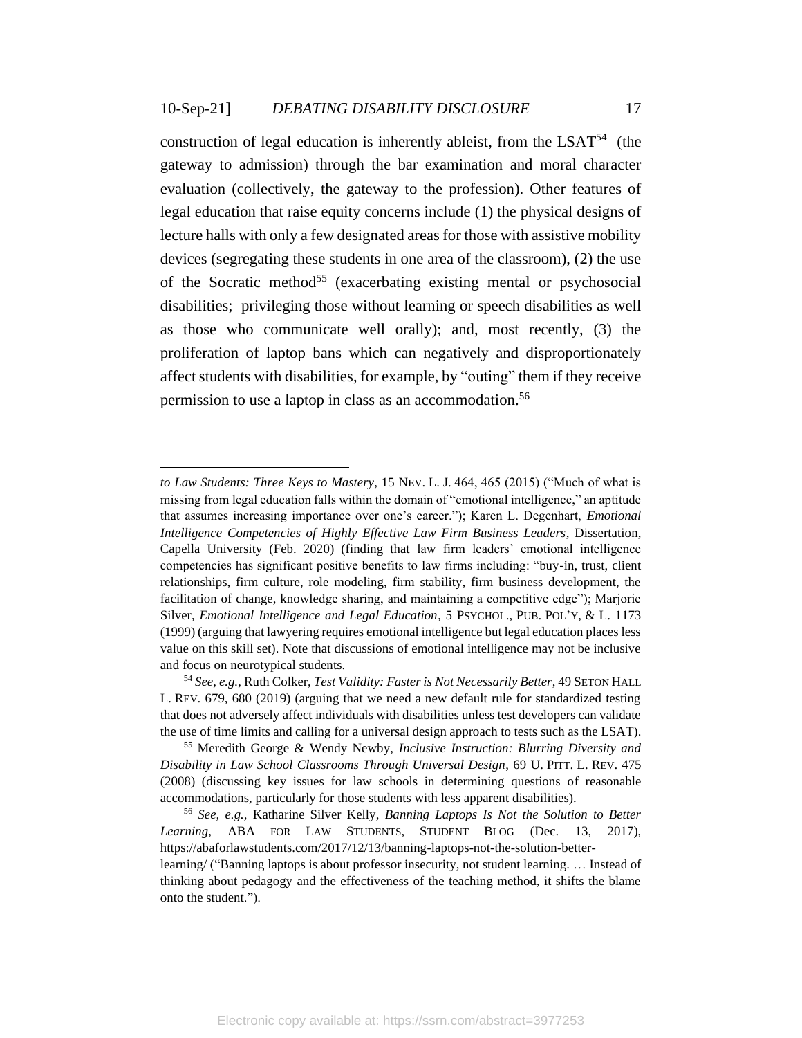construction of legal education is inherently ableist, from the LSAT[54] (the gateway to admission) through the bar examination and moral character evaluation (collectively, the gateway to the profession). Other features of legal education that raise equity concerns include (1) the physical designs of lecture halls with only a few designated areas for those with assistive mobility devices (segregating these students in one area of the classroom), (2) the use of the Socratic method[55] (exacerbating existing mental or psychosocial disabilities; privileging those without learning or speech disabilities as well as those who communicate well orally); and, most recently, (3) the proliferation of laptop bans which can negatively and disproportionately affect students with disabilities, for example, by "outing" them if they receive permission to use a laptop in class as an accommodation.[56]

---

*to Law Students: Three Keys to Mastery*, 15 NEV. L. J. 464, 465 (2015) ("Much of what is missing from legal education falls within the domain of "emotional intelligence," an aptitude that assumes increasing importance over one's career."); Karen L. Degenhart, *Emotional Intelligence Competencies of Highly Effective Law Firm Business Leaders*, Dissertation, Capella University (Feb. 2020) (finding that law firm leaders' emotional intelligence competencies has significant positive benefits to law firms including: "buy-in, trust, client relationships, firm culture, role modeling, firm stability, firm business development, the facilitation of change, knowledge sharing, and maintaining a competitive edge"); Marjorie Silver, *Emotional Intelligence and Legal Education*, 5 PSYCHOL., PUB. POL'Y, & L. 1173 (1999) (arguing that lawyering requires emotional intelligence but legal education places less value on this skill set). Note that discussions of emotional intelligence may not be inclusive and focus on neurotypical students.

[54] *See, e.g.,* Ruth Colker, *Test Validity: Faster is Not Necessarily Better*, 49 SETON HALL L. REV. 679, 680 (2019) (arguing that we need a new default rule for standardized testing that does not adversely affect individuals with disabilities unless test developers can validate the use of time limits and calling for a universal design approach to tests such as the LSAT).

[55] Meredith George & Wendy Newby, *Inclusive Instruction: Blurring Diversity and Disability in Law School Classrooms Through Universal Design*, 69 U. PITT. L. REV. 475 (2008) (discussing key issues for law schools in determining questions of reasonable accommodations, particularly for those students with less apparent disabilities).

[56] *See, e.g.,* Katharine Silver Kelly, *Banning Laptops Is Not the Solution to Better Learning*, ABA FOR LAW STUDENTS, STUDENT BLOG (Dec. 13, 2017), https://abaforlawstudents.com/2017/12/13/banning-laptops-not-the-solution-better-learning/ ("Banning laptops is about professor insecurity, not student learning. … Instead of thinking about pedagogy and the effectiveness of the teaching method, it shifts the blame onto the student.").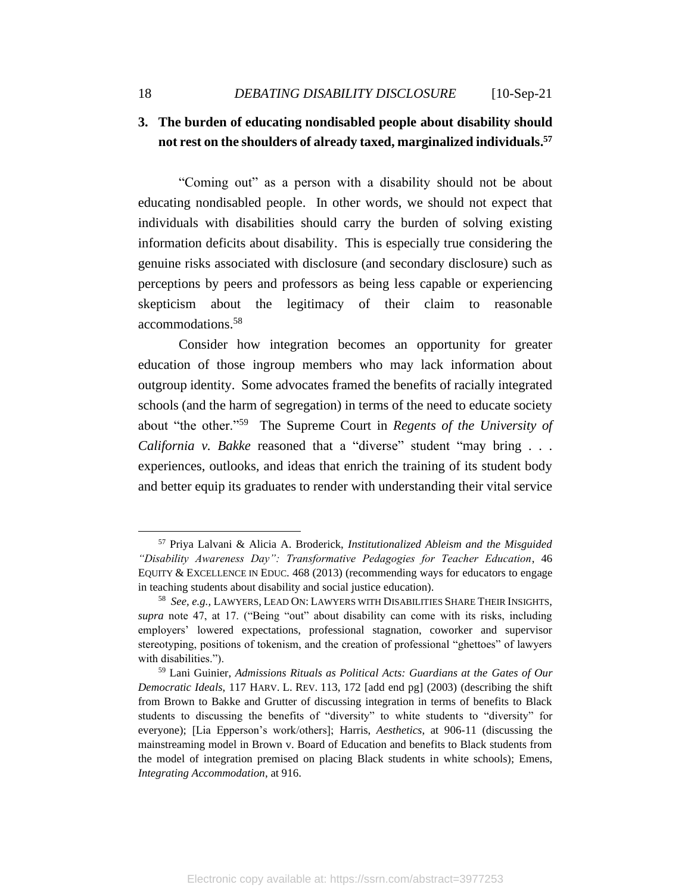### 3. The burden of educating nondisabled people about disability should not rest on the shoulders of already taxed, marginalized individuals.[57]

"Coming out" as a person with a disability should not be about educating nondisabled people. In other words, we should not expect that individuals with disabilities should carry the burden of solving existing information deficits about disability. This is especially true considering the genuine risks associated with disclosure (and secondary disclosure) such as perceptions by peers and professors as being less capable or experiencing skepticism about the legitimacy of their claim to reasonable accommodations.[58]

Consider how integration becomes an opportunity for greater education of those ingroup members who may lack information about outgroup identity. Some advocates framed the benefits of racially integrated schools (and the harm of segregation) in terms of the need to educate society about "the other."[59] The Supreme Court in *Regents of the University of California v. Bakke* reasoned that a "diverse" student "may bring . . . experiences, outlooks, and ideas that enrich the training of its student body and better equip its graduates to render with understanding their vital service

---

[57] Priya Lalvani & Alicia A. Broderick, *Institutionalized Ableism and the Misguided "Disability Awareness Day": Transformative Pedagogies for Teacher Education*, 46 EQUITY & EXCELLENCE IN EDUC. 468 (2013) (recommending ways for educators to engage in teaching students about disability and social justice education).

[58] *See, e.g.,* LAWYERS, LEAD ON: LAWYERS WITH DISABILITIES SHARE THEIR INSIGHTS, *supra* note 47, at 17. ("Being "out" about disability can come with its risks, including employers' lowered expectations, professional stagnation, coworker and supervisor stereotyping, positions of tokenism, and the creation of professional "ghettoes" of lawyers with disabilities.").

[59] Lani Guinier, *Admissions Rituals as Political Acts: Guardians at the Gates of Our Democratic Ideals*, 117 HARV. L. REV. 113, 172 [add end pg] (2003) (describing the shift from Brown to Bakke and Grutter of discussing integration in terms of benefits to Black students to discussing the benefits of "diversity" to white students to "diversity" for everyone); [Lia Epperson's work/others]; Harris, *Aesthetics*, at 906-11 (discussing the mainstreaming model in Brown v. Board of Education and benefits to Black students from the model of integration premised on placing Black students in white schools); Emens, *Integrating Accommodation*, at 916.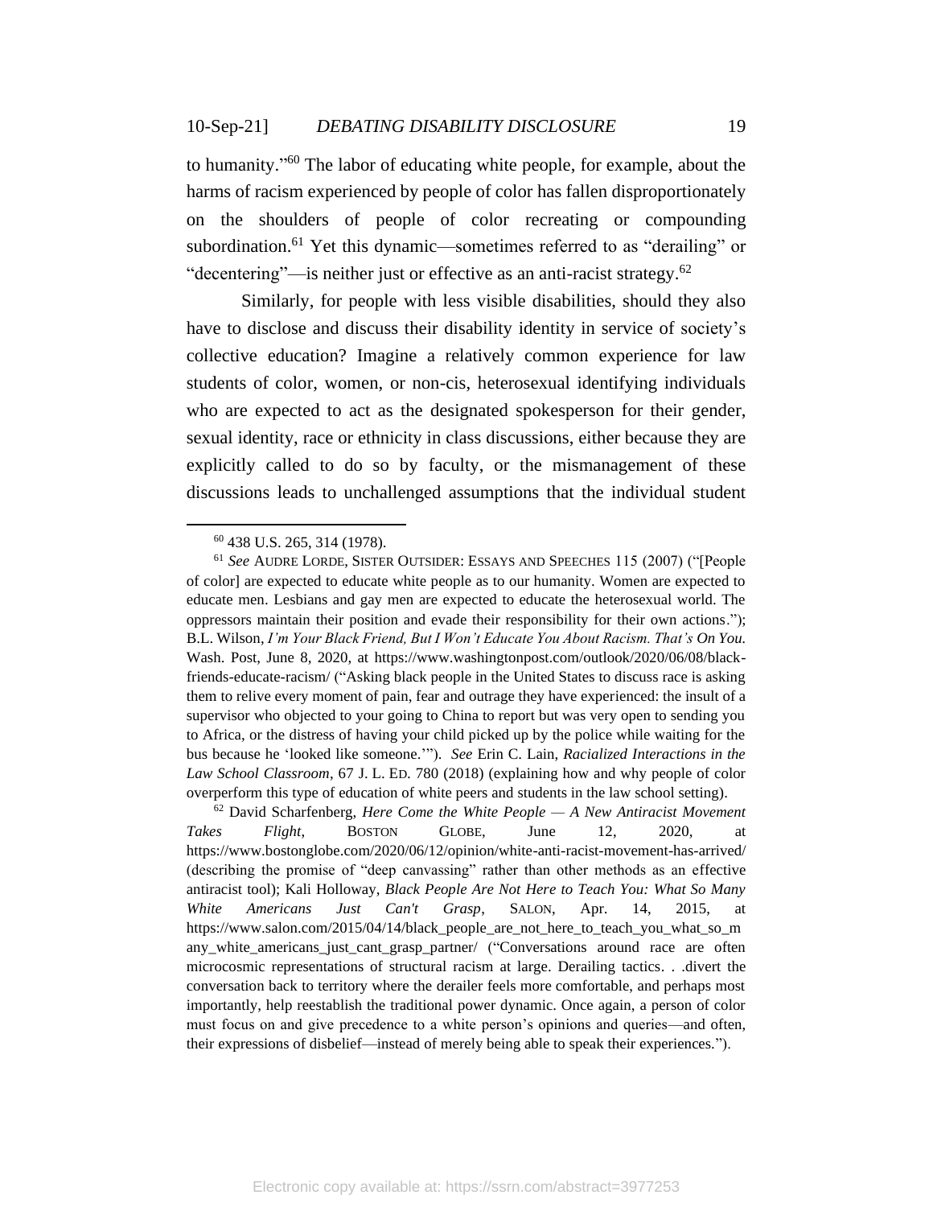to humanity."[60] The labor of educating white people, for example, about the harms of racism experienced by people of color has fallen disproportionately on the shoulders of people of color recreating or compounding subordination.[61] Yet this dynamic—sometimes referred to as "derailing" or "decentering"—is neither just or effective as an anti-racist strategy.[62]

Similarly, for people with less visible disabilities, should they also have to disclose and discuss their disability identity in service of society's collective education? Imagine a relatively common experience for law students of color, women, or non-cis, heterosexual identifying individuals who are expected to act as the designated spokesperson for their gender, sexual identity, race or ethnicity in class discussions, either because they are explicitly called to do so by faculty, or the mismanagement of these discussions leads to unchallenged assumptions that the individual student

---

[60] 438 U.S. 265, 314 (1978).

[61] *See* AUDRE LORDE, SISTER OUTSIDER: ESSAYS AND SPEECHES 115 (2007) ("[People of color] are expected to educate white people as to our humanity. Women are expected to educate men. Lesbians and gay men are expected to educate the heterosexual world. The oppressors maintain their position and evade their responsibility for their own actions."); B.L. Wilson, *I'm Your Black Friend, But I Won't Educate You About Racism. That's On You.* Wash. Post, June 8, 2020, at https://www.washingtonpost.com/outlook/2020/06/08/black-friends-educate-racism/ ("Asking black people in the United States to discuss race is asking them to relive every moment of pain, fear and outrage they have experienced: the insult of a supervisor who objected to your going to China to report but was very open to sending you to Africa, or the distress of having your child picked up by the police while waiting for the bus because he 'looked like someone.'"). *See* Erin C. Lain, *Racialized Interactions in the Law School Classroom*, 67 J. L. ED. 780 (2018) (explaining how and why people of color overperform this type of education of white peers and students in the law school setting).

[62] David Scharfenberg, *Here Come the White People — A New Antiracist Movement Takes Flight*, BOSTON GLOBE, June 12, 2020, at https://www.bostonglobe.com/2020/06/12/opinion/white-anti-racist-movement-has-arrived/ (describing the promise of "deep canvassing" rather than other methods as an effective antiracist tool); Kali Holloway, *Black People Are Not Here to Teach You: What So Many White Americans Just Can't Grasp*, SALON, Apr. 14, 2015, at https://www.salon.com/2015/04/14/black_people_are_not_here_to_teach_you_what_so_many_white_americans_just_cant_grasp_partner/ ("Conversations around race are often microcosmic representations of structural racism at large. Derailing tactics. . .divert the conversation back to territory where the derailer feels more comfortable, and perhaps most importantly, help reestablish the traditional power dynamic. Once again, a person of color must focus on and give precedence to a white person's opinions and queries—and often, their expressions of disbelief—instead of merely being able to speak their experiences.").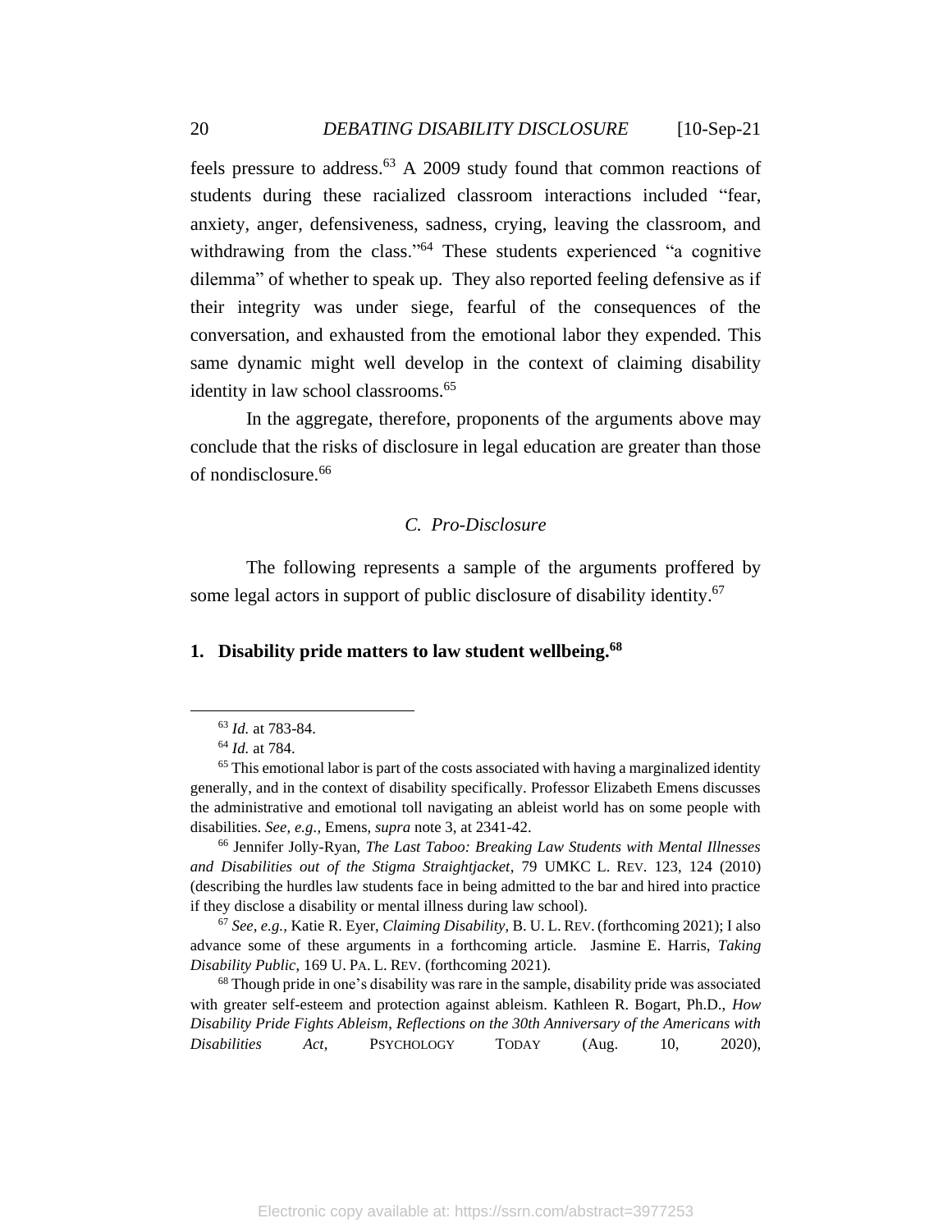feels pressure to address.[63] A 2009 study found that common reactions of students during these racialized classroom interactions included "fear, anxiety, anger, defensiveness, sadness, crying, leaving the classroom, and withdrawing from the class."[64] These students experienced "a cognitive dilemma" of whether to speak up. They also reported feeling defensive as if their integrity was under siege, fearful of the consequences of the conversation, and exhausted from the emotional labor they expended. This same dynamic might well develop in the context of claiming disability identity in law school classrooms.[65]

In the aggregate, therefore, proponents of the arguments above may conclude that the risks of disclosure in legal education are greater than those of nondisclosure.[66]

### *C. Pro-Disclosure*

The following represents a sample of the arguments proffered by some legal actors in support of public disclosure of disability identity.[67]

#### 1. Disability pride matters to law student wellbeing.[68]

---

[63] *Id.* at 783-84.

[64] *Id.* at 784.

[65] This emotional labor is part of the costs associated with having a marginalized identity generally, and in the context of disability specifically. Professor Elizabeth Emens discusses the administrative and emotional toll navigating an ableist world has on some people with disabilities. *See, e.g.,* Emens, *supra* note 3, at 2341-42.

[66] Jennifer Jolly-Ryan, *The Last Taboo: Breaking Law Students with Mental Illnesses and Disabilities out of the Stigma Straightjacket*, 79 UMKC L. REV. 123, 124 (2010) (describing the hurdles law students face in being admitted to the bar and hired into practice if they disclose a disability or mental illness during law school).

[67] *See, e.g.,* Katie R. Eyer, *Claiming Disability*, B. U. L. REV. (forthcoming 2021); I also advance some of these arguments in a forthcoming article. Jasmine E. Harris, *Taking Disability Public*, 169 U. PA. L. REV. (forthcoming 2021).

[68] Though pride in one's disability was rare in the sample, disability pride was associated with greater self-esteem and protection against ableism. Kathleen R. Bogart, Ph.D., *How Disability Pride Fights Ableism*, *Reflections on the 30th Anniversary of the Americans with Disabilities Act*, PSYCHOLOGY TODAY (Aug. 10, 2020),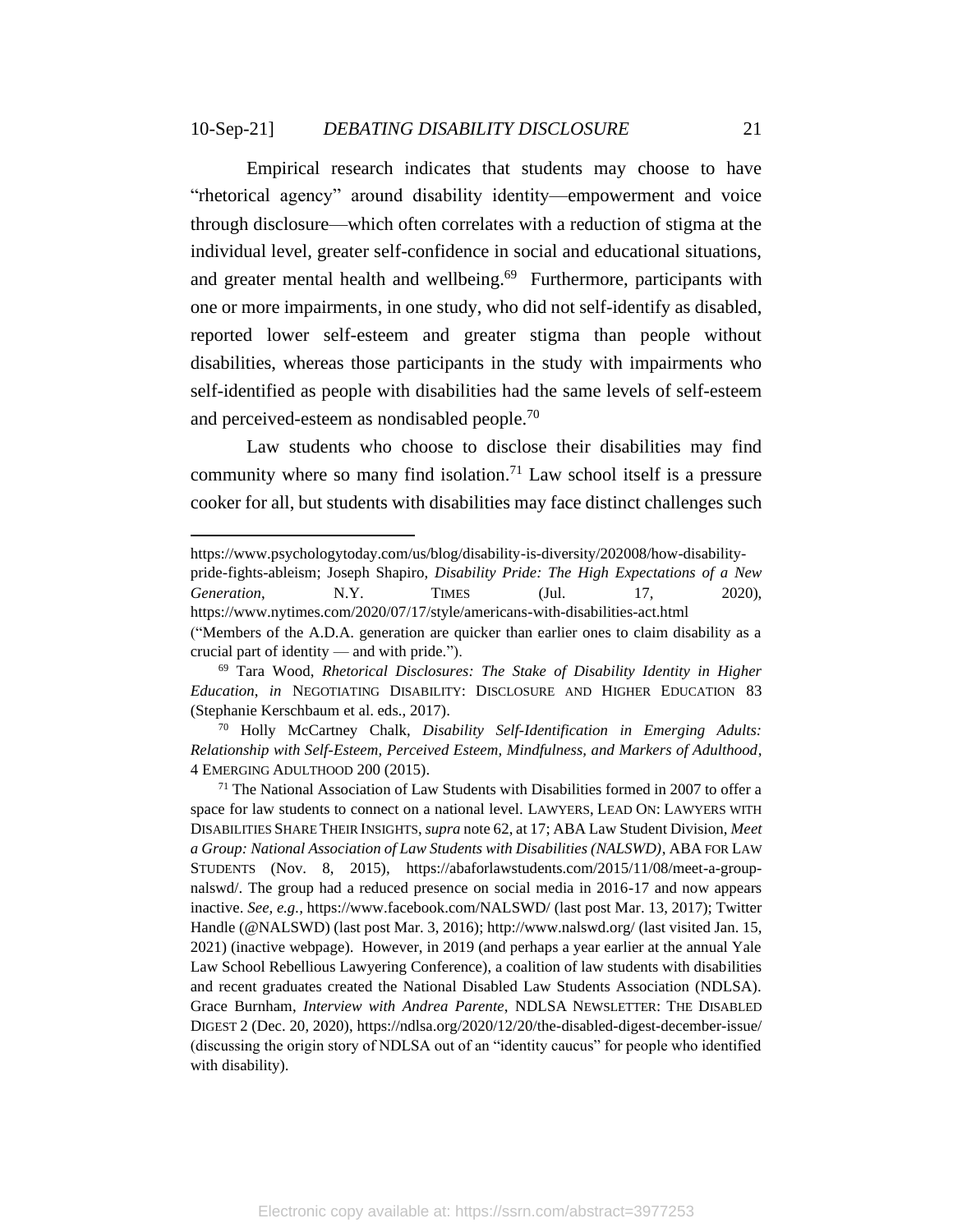Empirical research indicates that students may choose to have "rhetorical agency" around disability identity—empowerment and voice through disclosure—which often correlates with a reduction of stigma at the individual level, greater self-confidence in social and educational situations, and greater mental health and wellbeing.[69] Furthermore, participants with one or more impairments, in one study, who did not self-identify as disabled, reported lower self-esteem and greater stigma than people without disabilities, whereas those participants in the study with impairments who self-identified as people with disabilities had the same levels of self-esteem and perceived-esteem as nondisabled people.[70]

Law students who choose to disclose their disabilities may find community where so many find isolation.[71] Law school itself is a pressure cooker for all, but students with disabilities may face distinct challenges such

---

https://www.psychologytoday.com/us/blog/disability-is-diversity/202008/how-disability-pride-fights-ableism; Joseph Shapiro, *Disability Pride: The High Expectations of a New Generation*, N.Y. TIMES (Jul. 17, 2020), https://www.nytimes.com/2020/07/17/style/americans-with-disabilities-act.html ("Members of the A.D.A. generation are quicker than earlier ones to claim disability as a crucial part of identity — and with pride.").

[69] Tara Wood, *Rhetorical Disclosures: The Stake of Disability Identity in Higher Education*, *in* NEGOTIATING DISABILITY: DISCLOSURE AND HIGHER EDUCATION 83 (Stephanie Kerschbaum et al. eds., 2017).

[70] Holly McCartney Chalk, *Disability Self-Identification in Emerging Adults: Relationship with Self-Esteem, Perceived Esteem, Mindfulness, and Markers of Adulthood*, 4 EMERGING ADULTHOOD 200 (2015).

[71] The National Association of Law Students with Disabilities formed in 2007 to offer a space for law students to connect on a national level. LAWYERS, LEAD ON: LAWYERS WITH DISABILITIES SHARE THEIR INSIGHTS, *supra* note 62, at 17; ABA Law Student Division, *Meet a Group: National Association of Law Students with Disabilities (NALSWD)*, ABA FOR LAW STUDENTS (Nov. 8, 2015), https://abaforlawstudents.com/2015/11/08/meet-a-group-nalswd/. The group had a reduced presence on social media in 2016-17 and now appears inactive. *See, e.g.*, https://www.facebook.com/NALSWD/ (last post Mar. 13, 2017); Twitter Handle (@NALSWD) (last post Mar. 3, 2016); http://www.nalswd.org/ (last visited Jan. 15, 2021) (inactive webpage). However, in 2019 (and perhaps a year earlier at the annual Yale Law School Rebellious Lawyering Conference), a coalition of law students with disabilities and recent graduates created the National Disabled Law Students Association (NDLSA). Grace Burnham, *Interview with Andrea Parente*, NDLSA NEWSLETTER: THE DISABLED DIGEST 2 (Dec. 20, 2020), https://ndlsa.org/2020/12/20/the-disabled-digest-december-issue/ (discussing the origin story of NDLSA out of an "identity caucus" for people who identified with disability).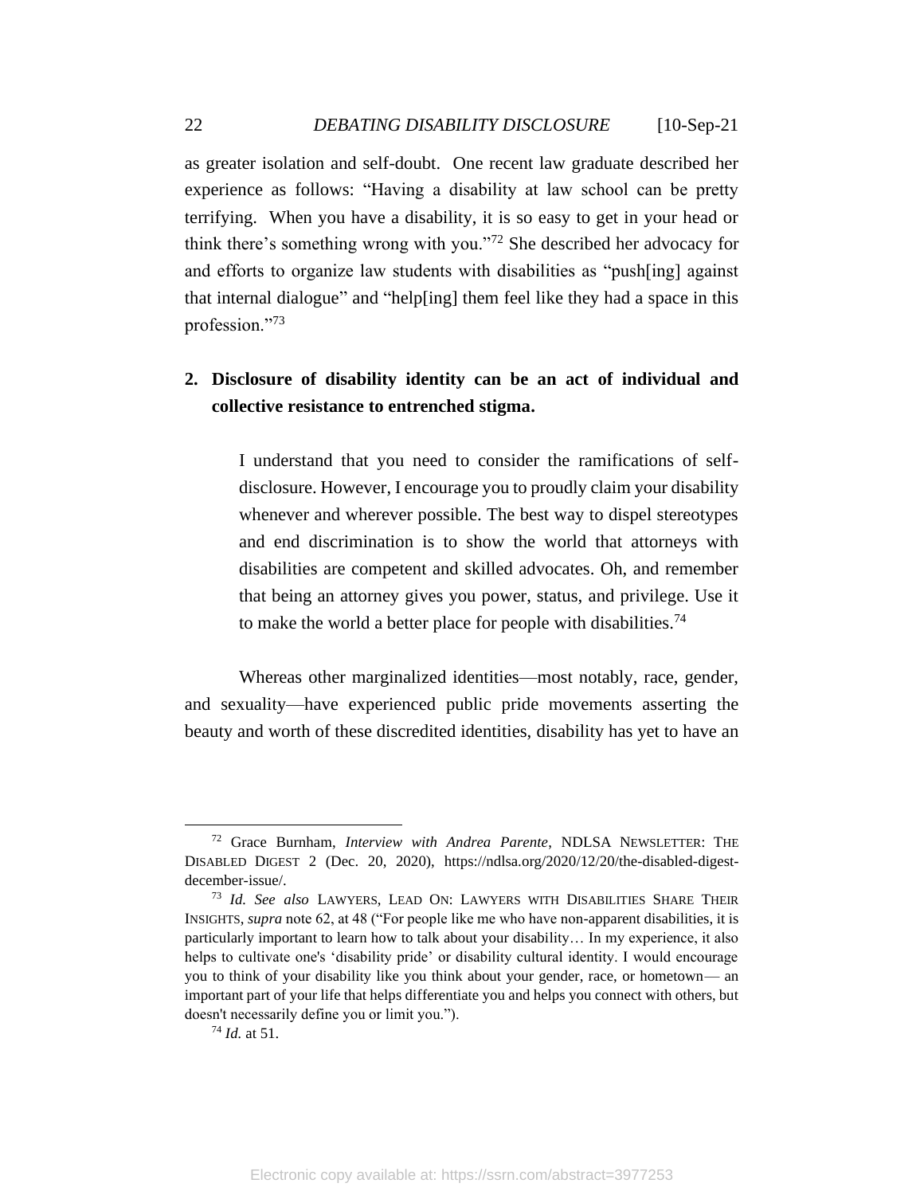as greater isolation and self-doubt. One recent law graduate described her experience as follows: "Having a disability at law school can be pretty terrifying. When you have a disability, it is so easy to get in your head or think there's something wrong with you."[72] She described her advocacy for and efforts to organize law students with disabilities as "push[ing] against that internal dialogue" and "help[ing] them feel like they had a space in this profession."[73]

**2. Disclosure of disability identity can be an act of individual and collective resistance to entrenched stigma.**

> I understand that you need to consider the ramifications of self-disclosure. However, I encourage you to proudly claim your disability whenever and wherever possible. The best way to dispel stereotypes and end discrimination is to show the world that attorneys with disabilities are competent and skilled advocates. Oh, and remember that being an attorney gives you power, status, and privilege. Use it to make the world a better place for people with disabilities.[74]

Whereas other marginalized identities—most notably, race, gender, and sexuality—have experienced public pride movements asserting the beauty and worth of these discredited identities, disability has yet to have an

---

[72] Grace Burnham, *Interview with Andrea Parente*, NDLSA NEWSLETTER: THE DISABLED DIGEST 2 (Dec. 20, 2020), https://ndlsa.org/2020/12/20/the-disabled-digest-december-issue/.

[73] *Id. See also* LAWYERS, LEAD ON: LAWYERS WITH DISABILITIES SHARE THEIR INSIGHTS, *supra* note 62, at 48 ("For people like me who have non-apparent disabilities, it is particularly important to learn how to talk about your disability… In my experience, it also helps to cultivate one's 'disability pride' or disability cultural identity. I would encourage you to think of your disability like you think about your gender, race, or hometown— an important part of your life that helps differentiate you and helps you connect with others, but doesn't necessarily define you or limit you.").

[74] *Id.* at 51.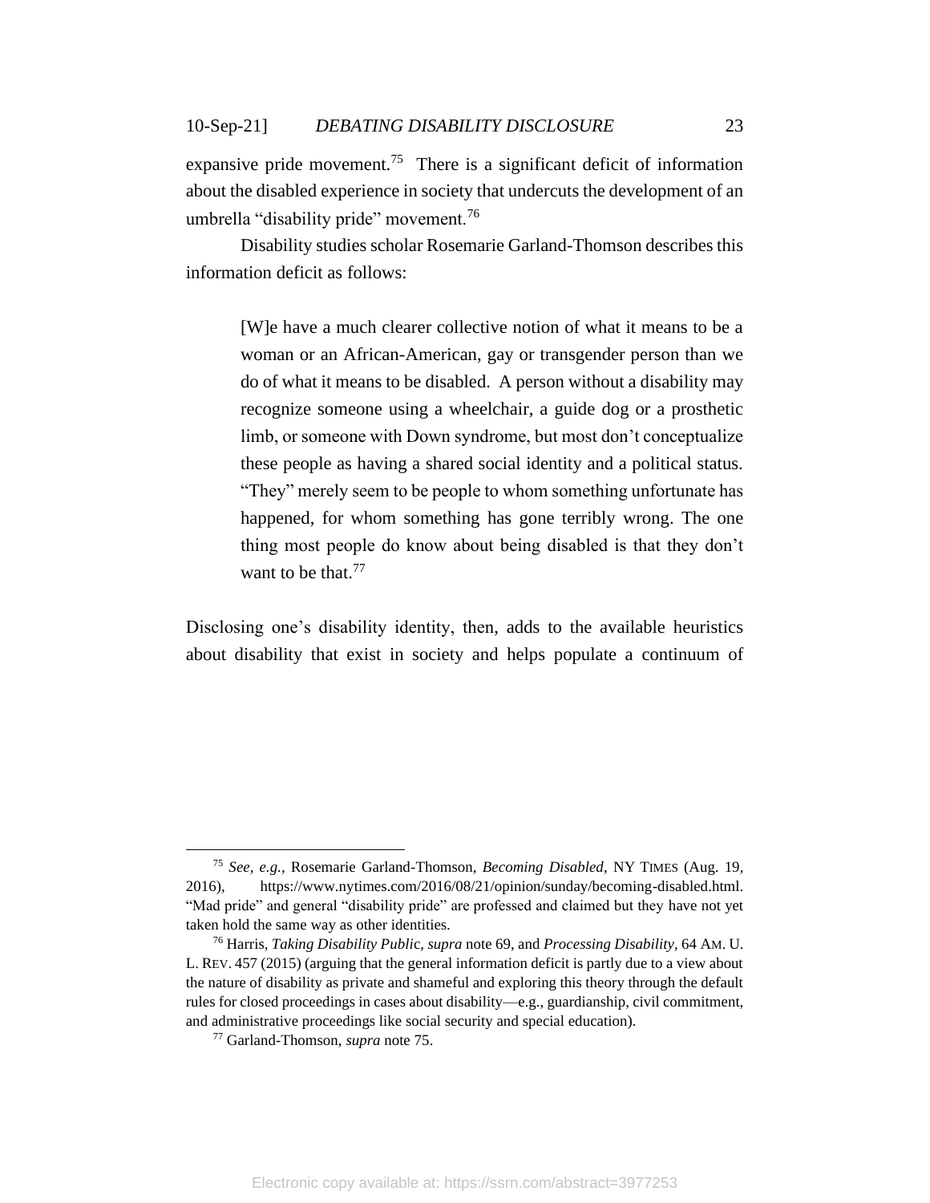expansive pride movement.[75] There is a significant deficit of information about the disabled experience in society that undercuts the development of an umbrella "disability pride" movement.[76]

Disability studies scholar Rosemarie Garland-Thomson describes this information deficit as follows:

> [W]e have a much clearer collective notion of what it means to be a woman or an African-American, gay or transgender person than we do of what it means to be disabled. A person without a disability may recognize someone using a wheelchair, a guide dog or a prosthetic limb, or someone with Down syndrome, but most don't conceptualize these people as having a shared social identity and a political status. "They" merely seem to be people to whom something unfortunate has happened, for whom something has gone terribly wrong. The one thing most people do know about being disabled is that they don't want to be that.[77]

Disclosing one's disability identity, then, adds to the available heuristics about disability that exist in society and helps populate a continuum of

---

[75] *See, e.g.,* Rosemarie Garland-Thomson, *Becoming Disabled*, NY TIMES (Aug. 19, 2016), https://www.nytimes.com/2016/08/21/opinion/sunday/becoming-disabled.html. "Mad pride" and general "disability pride" are professed and claimed but they have not yet taken hold the same way as other identities.

[76] Harris, *Taking Disability Public*, *supra* note 69, and *Processing Disability*, 64 AM. U. L. REV. 457 (2015) (arguing that the general information deficit is partly due to a view about the nature of disability as private and shameful and exploring this theory through the default rules for closed proceedings in cases about disability—e.g., guardianship, civil commitment, and administrative proceedings like social security and special education).

[77] Garland-Thomson, *supra* note 75.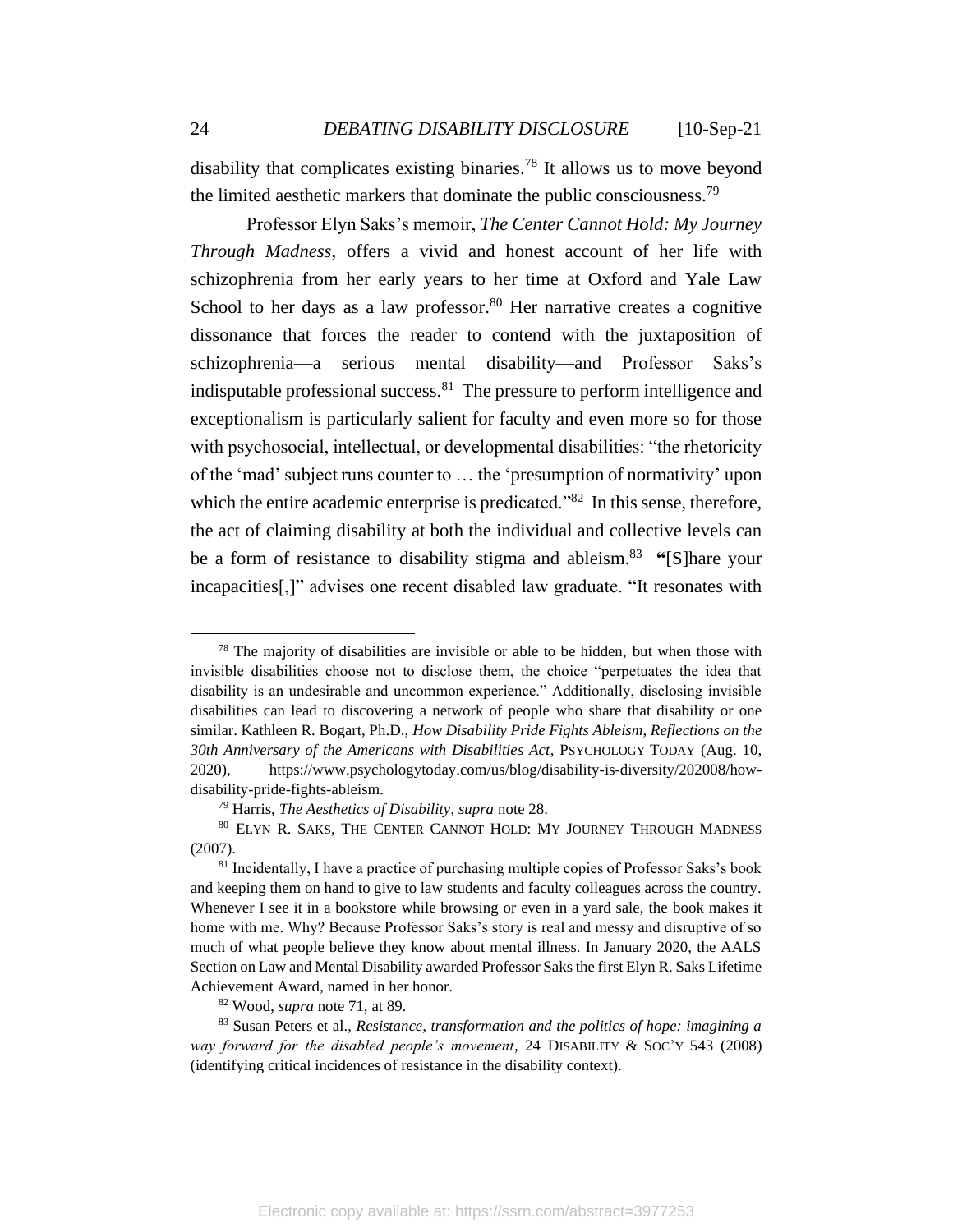disability that complicates existing binaries.[78] It allows us to move beyond the limited aesthetic markers that dominate the public consciousness.[79]

Professor Elyn Saks's memoir, *The Center Cannot Hold: My Journey Through Madness*, offers a vivid and honest account of her life with schizophrenia from her early years to her time at Oxford and Yale Law School to her days as a law professor.[80] Her narrative creates a cognitive dissonance that forces the reader to contend with the juxtaposition of schizophrenia—a serious mental disability—and Professor Saks's indisputable professional success.[81] The pressure to perform intelligence and exceptionalism is particularly salient for faculty and even more so for those with psychosocial, intellectual, or developmental disabilities: "the rhetoricity of the 'mad' subject runs counter to … the 'presumption of normativity' upon which the entire academic enterprise is predicated."[82] In this sense, therefore, the act of claiming disability at both the individual and collective levels can be a form of resistance to disability stigma and ableism.[83] "[S]hare your incapacities[,]" advises one recent disabled law graduate. "It resonates with

---

[78] The majority of disabilities are invisible or able to be hidden, but when those with invisible disabilities choose not to disclose them, the choice "perpetuates the idea that disability is an undesirable and uncommon experience." Additionally, disclosing invisible disabilities can lead to discovering a network of people who share that disability or one similar. Kathleen R. Bogart, Ph.D., *How Disability Pride Fights Ableism, Reflections on the 30th Anniversary of the Americans with Disabilities Act*, PSYCHOLOGY TODAY (Aug. 10, 2020), https://www.psychologytoday.com/us/blog/disability-is-diversity/202008/how-disability-pride-fights-ableism.

[79] Harris, *The Aesthetics of Disability*, *supra* note 28.

[80] ELYN R. SAKS, THE CENTER CANNOT HOLD: MY JOURNEY THROUGH MADNESS (2007).

[81] Incidentally, I have a practice of purchasing multiple copies of Professor Saks's book and keeping them on hand to give to law students and faculty colleagues across the country. Whenever I see it in a bookstore while browsing or even in a yard sale, the book makes it home with me. Why? Because Professor Saks's story is real and messy and disruptive of so much of what people believe they know about mental illness. In January 2020, the AALS Section on Law and Mental Disability awarded Professor Saks the first Elyn R. Saks Lifetime Achievement Award, named in her honor.

[82] Wood, *supra* note 71, at 89.

[83] Susan Peters et al., *Resistance, transformation and the politics of hope: imagining a way forward for the disabled people's movement*, 24 DISABILITY & SOC'Y 543 (2008) (identifying critical incidences of resistance in the disability context).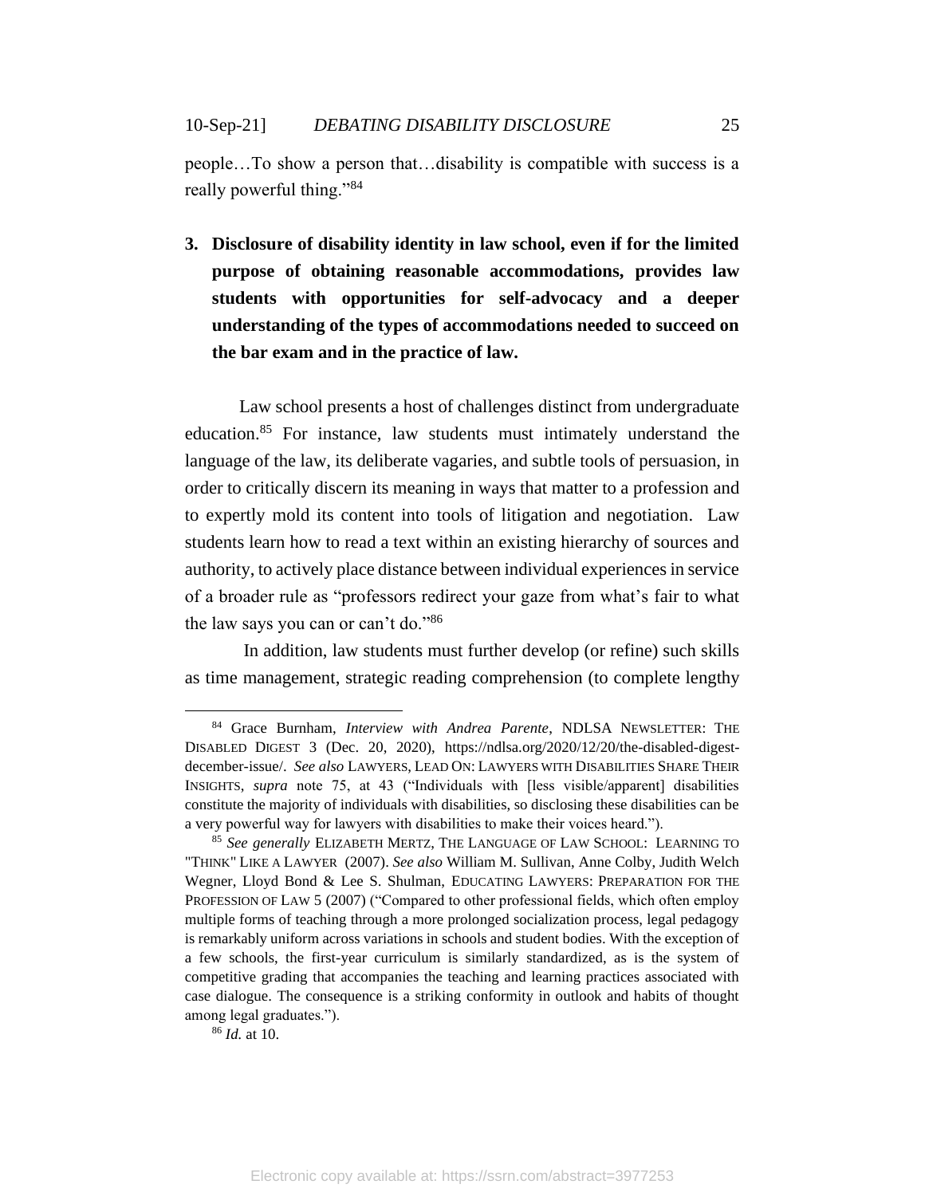people…To show a person that…disability is compatible with success is a really powerful thing."[84]

**3. Disclosure of disability identity in law school, even if for the limited purpose of obtaining reasonable accommodations, provides law students with opportunities for self-advocacy and a deeper understanding of the types of accommodations needed to succeed on the bar exam and in the practice of law.**

Law school presents a host of challenges distinct from undergraduate education.[85] For instance, law students must intimately understand the language of the law, its deliberate vagaries, and subtle tools of persuasion, in order to critically discern its meaning in ways that matter to a profession and to expertly mold its content into tools of litigation and negotiation. Law students learn how to read a text within an existing hierarchy of sources and authority, to actively place distance between individual experiences in service of a broader rule as "professors redirect your gaze from what's fair to what the law says you can or can't do."[86]

In addition, law students must further develop (or refine) such skills as time management, strategic reading comprehension (to complete lengthy

---

[84] Grace Burnham, *Interview with Andrea Parente*, NDLSA NEWSLETTER: THE DISABLED DIGEST 3 (Dec. 20, 2020), https://ndlsa.org/2020/12/20/the-disabled-digest-december-issue/. *See also* LAWYERS, LEAD ON: LAWYERS WITH DISABILITIES SHARE THEIR INSIGHTS, *supra* note 75, at 43 ("Individuals with [less visible/apparent] disabilities constitute the majority of individuals with disabilities, so disclosing these disabilities can be a very powerful way for lawyers with disabilities to make their voices heard.").

[85] *See generally* ELIZABETH MERTZ, THE LANGUAGE OF LAW SCHOOL: LEARNING TO "THINK" LIKE A LAWYER (2007). *See also* William M. Sullivan, Anne Colby, Judith Welch Wegner, Lloyd Bond & Lee S. Shulman, EDUCATING LAWYERS: PREPARATION FOR THE PROFESSION OF LAW 5 (2007) ("Compared to other professional fields, which often employ multiple forms of teaching through a more prolonged socialization process, legal pedagogy is remarkably uniform across variations in schools and student bodies. With the exception of a few schools, the first-year curriculum is similarly standardized, as is the system of competitive grading that accompanies the teaching and learning practices associated with case dialogue. The consequence is a striking conformity in outlook and habits of thought among legal graduates.").

[86] *Id.* at 10.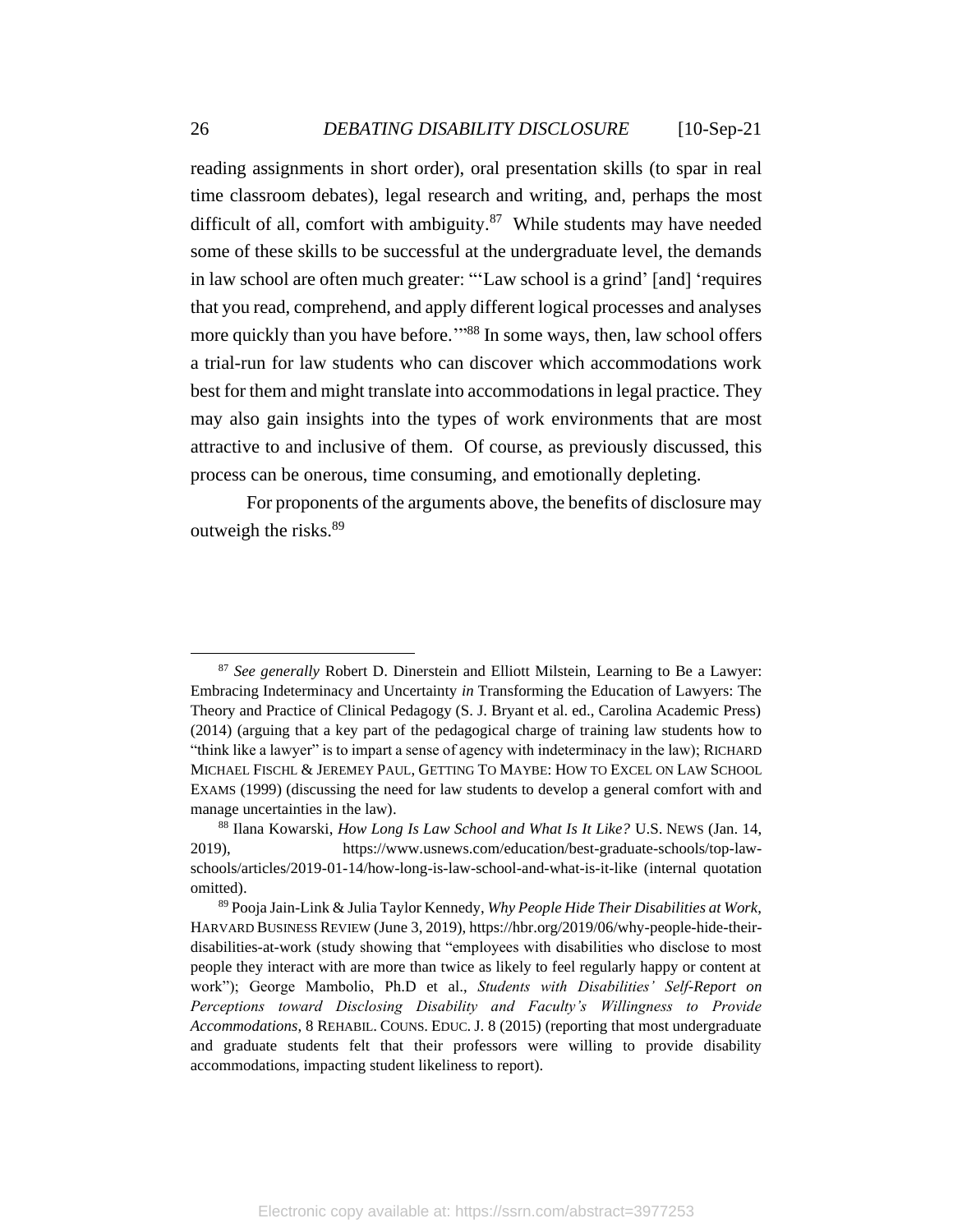reading assignments in short order), oral presentation skills (to spar in real time classroom debates), legal research and writing, and, perhaps the most difficult of all, comfort with ambiguity.[87] While students may have needed some of these skills to be successful at the undergraduate level, the demands in law school are often much greater: "'Law school is a grind' [and] 'requires that you read, comprehend, and apply different logical processes and analyses more quickly than you have before.'"[88] In some ways, then, law school offers a trial-run for law students who can discover which accommodations work best for them and might translate into accommodations in legal practice. They may also gain insights into the types of work environments that are most attractive to and inclusive of them. Of course, as previously discussed, this process can be onerous, time consuming, and emotionally depleting.

For proponents of the arguments above, the benefits of disclosure may outweigh the risks.[89]

---

[87] *See generally* Robert D. Dinerstein and Elliott Milstein, Learning to Be a Lawyer: Embracing Indeterminacy and Uncertainty *in* Transforming the Education of Lawyers: The Theory and Practice of Clinical Pedagogy (S. J. Bryant et al. ed., Carolina Academic Press) (2014) (arguing that a key part of the pedagogical charge of training law students how to "think like a lawyer" is to impart a sense of agency with indeterminacy in the law); RICHARD MICHAEL FISCHL & JEREMEY PAUL, GETTING TO MAYBE: HOW TO EXCEL ON LAW SCHOOL EXAMS (1999) (discussing the need for law students to develop a general comfort with and manage uncertainties in the law).

[88] Ilana Kowarski, *How Long Is Law School and What Is It Like?* U.S. NEWS (Jan. 14, 2019), https://www.usnews.com/education/best-graduate-schools/top-law-schools/articles/2019-01-14/how-long-is-law-school-and-what-is-it-like (internal quotation omitted).

[89] Pooja Jain-Link & Julia Taylor Kennedy, *Why People Hide Their Disabilities at Work*, HARVARD BUSINESS REVIEW (June 3, 2019), https://hbr.org/2019/06/why-people-hide-their-disabilities-at-work (study showing that "employees with disabilities who disclose to most people they interact with are more than twice as likely to feel regularly happy or content at work"); George Mambolio, Ph.D et al., *Students with Disabilities' Self-Report on Perceptions toward Disclosing Disability and Faculty's Willingness to Provide Accommodations*, 8 REHABIL. COUNS. EDUC. J. 8 (2015) (reporting that most undergraduate and graduate students felt that their professors were willing to provide disability accommodations, impacting student likeliness to report).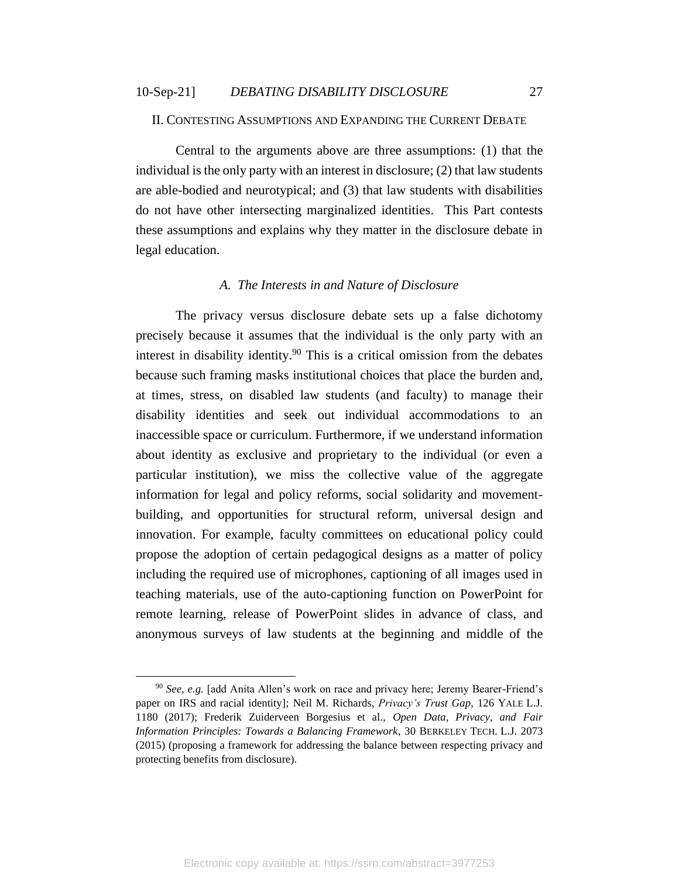## II. Contesting Assumptions and Expanding the Current Debate

Central to the arguments above are three assumptions: (1) that the individual is the only party with an interest in disclosure; (2) that law students are able-bodied and neurotypical; and (3) that law students with disabilities do not have other intersecting marginalized identities. This Part contests these assumptions and explains why they matter in the disclosure debate in legal education.

### *A. The Interests in and Nature of Disclosure*

The privacy versus disclosure debate sets up a false dichotomy precisely because it assumes that the individual is the only party with an interest in disability identity.[90] This is a critical omission from the debates because such framing masks institutional choices that place the burden and, at times, stress, on disabled law students (and faculty) to manage their disability identities and seek out individual accommodations to an inaccessible space or curriculum. Furthermore, if we understand information about identity as exclusive and proprietary to the individual (or even a particular institution), we miss the collective value of the aggregate information for legal and policy reforms, social solidarity and movement-building, and opportunities for structural reform, universal design and innovation. For example, faculty committees on educational policy could propose the adoption of certain pedagogical designs as a matter of policy including the required use of microphones, captioning of all images used in teaching materials, use of the auto-captioning function on PowerPoint for remote learning, release of PowerPoint slides in advance of class, and anonymous surveys of law students at the beginning and middle of the

---

[90] *See, e.g.* [add Anita Allen's work on race and privacy here; Jeremy Bearer-Friend's paper on IRS and racial identity]; Neil M. Richards, *Privacy's Trust Gap*, 126 YALE L.J. 1180 (2017); Frederik Zuiderveen Borgesius et al., *Open Data, Privacy, and Fair Information Principles: Towards a Balancing Framework*, 30 BERKELEY TECH. L.J. 2073 (2015) (proposing a framework for addressing the balance between respecting privacy and protecting benefits from disclosure).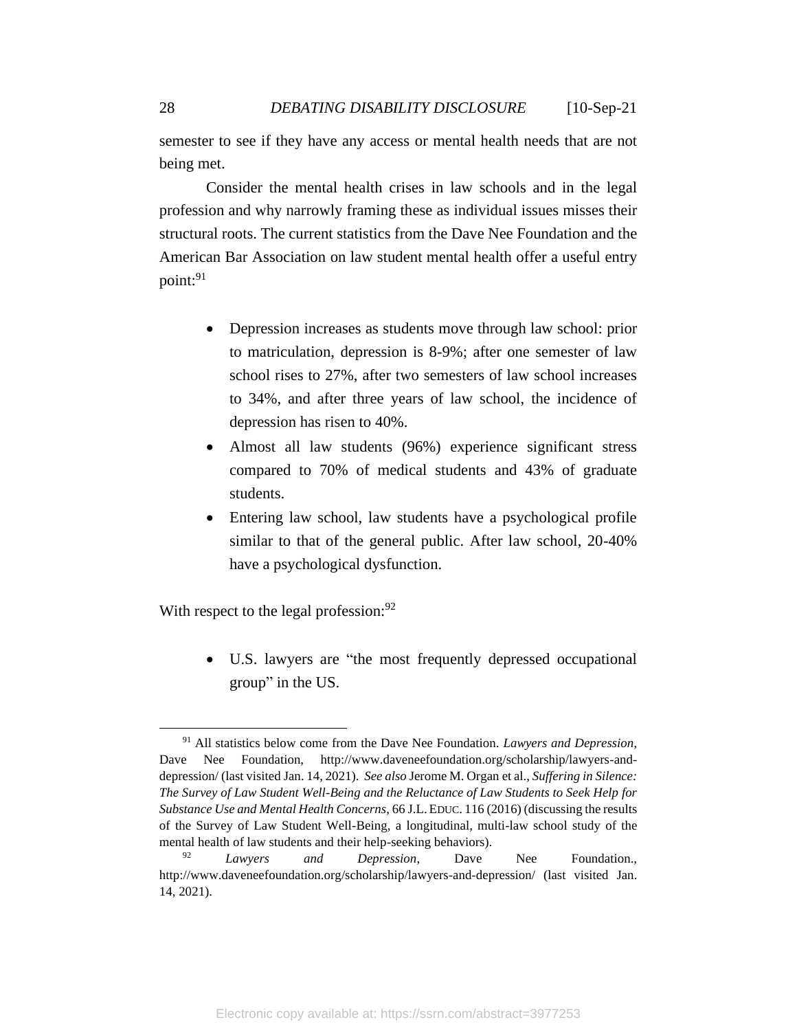semester to see if they have any access or mental health needs that are not being met.

Consider the mental health crises in law schools and in the legal profession and why narrowly framing these as individual issues misses their structural roots. The current statistics from the Dave Nee Foundation and the American Bar Association on law student mental health offer a useful entry point:[91]

- Depression increases as students move through law school: prior to matriculation, depression is 8-9%; after one semester of law school rises to 27%, after two semesters of law school increases to 34%, and after three years of law school, the incidence of depression has risen to 40%.
- Almost all law students (96%) experience significant stress compared to 70% of medical students and 43% of graduate students.
- Entering law school, law students have a psychological profile similar to that of the general public. After law school, 20-40% have a psychological dysfunction.

With respect to the legal profession:[92]

- U.S. lawyers are "the most frequently depressed occupational group" in the US.

---

[91] All statistics below come from the Dave Nee Foundation. *Lawyers and Depression*, Dave Nee Foundation, http://www.daveneefoundation.org/scholarship/lawyers-and-depression/ (last visited Jan. 14, 2021). *See also* Jerome M. Organ et al., *Suffering in Silence: The Survey of Law Student Well-Being and the Reluctance of Law Students to Seek Help for Substance Use and Mental Health Concerns*, 66 J.L. EDUC. 116 (2016) (discussing the results of the Survey of Law Student Well-Being, a longitudinal, multi-law school study of the mental health of law students and their help-seeking behaviors).

[92] *Lawyers and Depression*, Dave Nee Foundation., http://www.daveneefoundation.org/scholarship/lawyers-and-depression/ (last visited Jan. 14, 2021).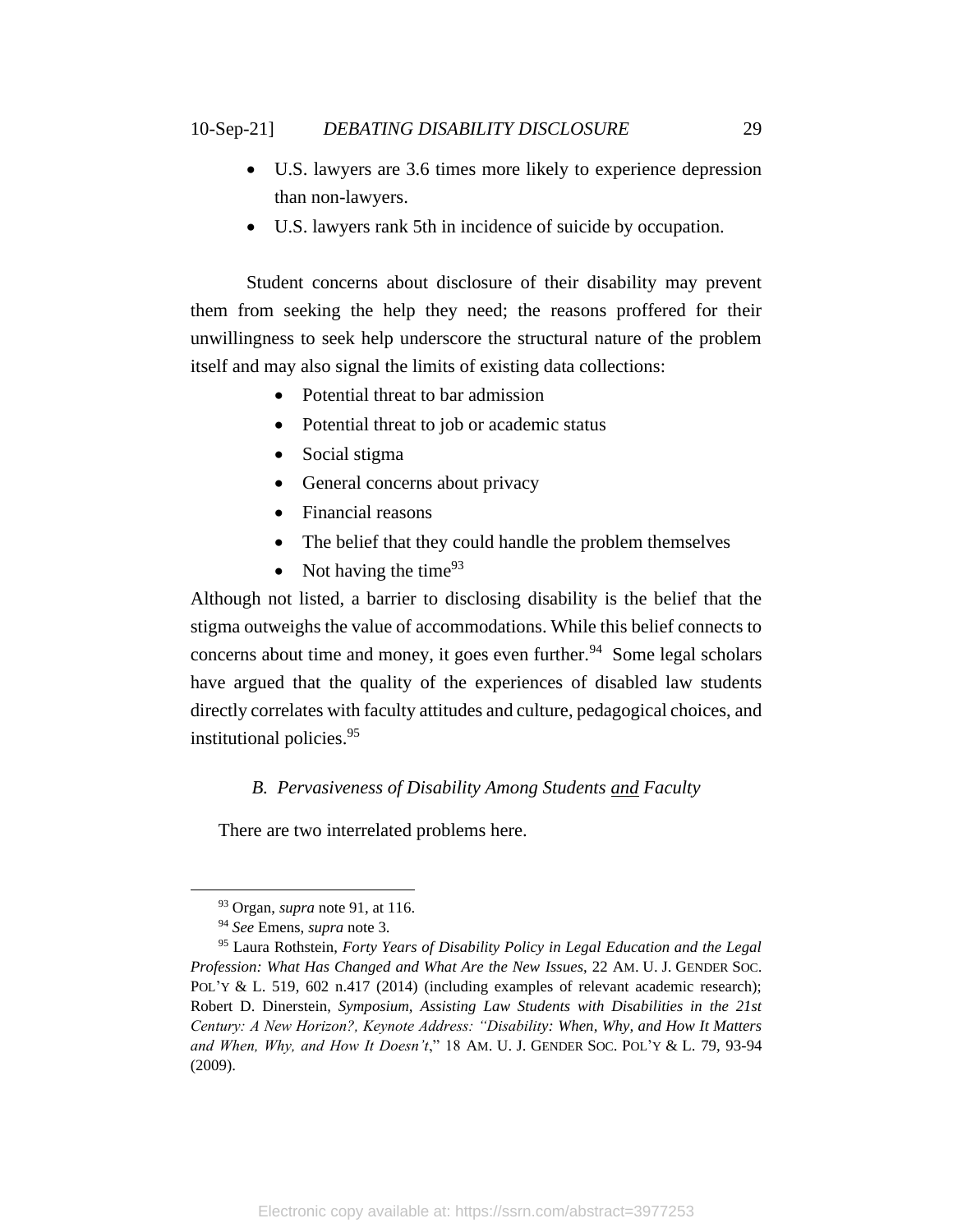- U.S. lawyers are 3.6 times more likely to experience depression than non-lawyers.
- U.S. lawyers rank 5th in incidence of suicide by occupation.

Student concerns about disclosure of their disability may prevent them from seeking the help they need; the reasons proffered for their unwillingness to seek help underscore the structural nature of the problem itself and may also signal the limits of existing data collections:

- Potential threat to bar admission
- Potential threat to job or academic status
- Social stigma
- General concerns about privacy
- Financial reasons
- The belief that they could handle the problem themselves
- Not having the time[93]

Although not listed, a barrier to disclosing disability is the belief that the stigma outweighs the value of accommodations. While this belief connects to concerns about time and money, it goes even further.[94] Some legal scholars have argued that the quality of the experiences of disabled law students directly correlates with faculty attitudes and culture, pedagogical choices, and institutional policies.[95]

### *B. Pervasiveness of Disability Among Students <u>and</u> Faculty*

There are two interrelated problems here.

---

[93] Organ, *supra* note 91, at 116.

[94] *See* Emens, *supra* note 3.

[95] Laura Rothstein, *Forty Years of Disability Policy in Legal Education and the Legal Profession: What Has Changed and What Are the New Issues*, 22 AM. U. J. GENDER SOC. POL'Y & L. 519, 602 n.417 (2014) (including examples of relevant academic research); Robert D. Dinerstein, *Symposium, Assisting Law Students with Disabilities in the 21st Century: A New Horizon?, Keynote Address: "Disability: When, Why, and How It Matters and When, Why, and How It Doesn't*," 18 AM. U. J. GENDER SOC. POL'Y & L. 79, 93-94 (2009).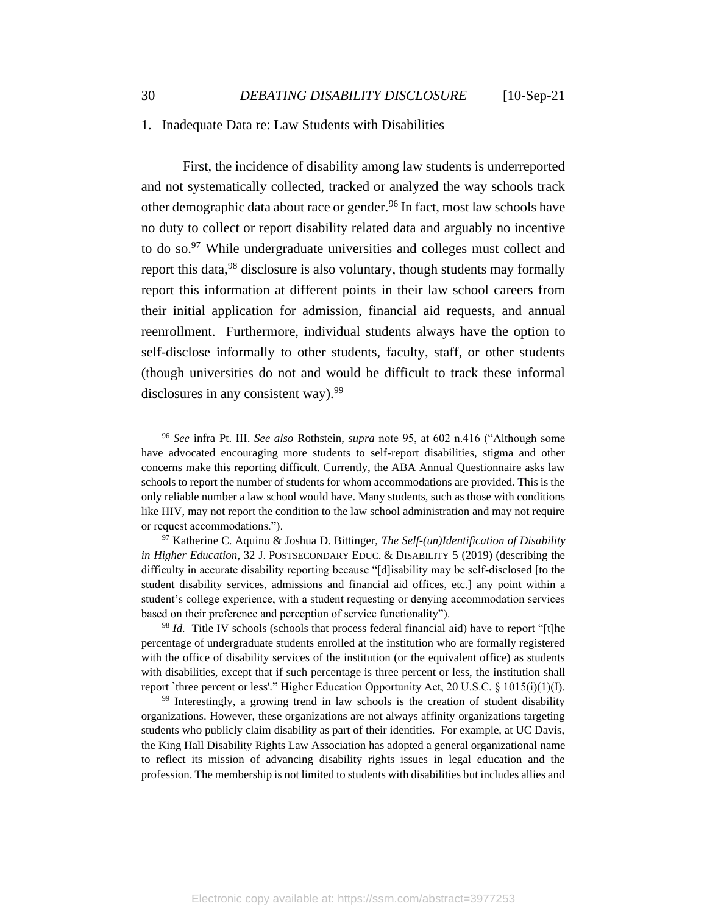### 1. Inadequate Data re: Law Students with Disabilities

First, the incidence of disability among law students is underreported and not systematically collected, tracked or analyzed the way schools track other demographic data about race or gender.[96] In fact, most law schools have no duty to collect or report disability related data and arguably no incentive to do so.[97] While undergraduate universities and colleges must collect and report this data,[98] disclosure is also voluntary, though students may formally report this information at different points in their law school careers from their initial application for admission, financial aid requests, and annual reenrollment. Furthermore, individual students always have the option to self-disclose informally to other students, faculty, staff, or other students (though universities do not and would be difficult to track these informal disclosures in any consistent way).[99]

---

[96] *See* infra Pt. III. *See also* Rothstein, *supra* note 95, at 602 n.416 ("Although some have advocated encouraging more students to self-report disabilities, stigma and other concerns make this reporting difficult. Currently, the ABA Annual Questionnaire asks law schools to report the number of students for whom accommodations are provided. This is the only reliable number a law school would have. Many students, such as those with conditions like HIV, may not report the condition to the law school administration and may not require or request accommodations.").

[97] Katherine C. Aquino & Joshua D. Bittinger, *The Self-(un)Identification of Disability in Higher Education*, 32 J. POSTSECONDARY EDUC. & DISABILITY 5 (2019) (describing the difficulty in accurate disability reporting because "[d]isability may be self-disclosed [to the student disability services, admissions and financial aid offices, etc.] any point within a student's college experience, with a student requesting or denying accommodation services based on their preference and perception of service functionality").

[98] *Id.* Title IV schools (schools that process federal financial aid) have to report "[t]he percentage of undergraduate students enrolled at the institution who are formally registered with the office of disability services of the institution (or the equivalent office) as students with disabilities, except that if such percentage is three percent or less, the institution shall report `three percent or less'." Higher Education Opportunity Act, 20 U.S.C. § 1015(i)(1)(I).

[99] Interestingly, a growing trend in law schools is the creation of student disability organizations. However, these organizations are not always affinity organizations targeting students who publicly claim disability as part of their identities. For example, at UC Davis, the King Hall Disability Rights Law Association has adopted a general organizational name to reflect its mission of advancing disability rights issues in legal education and the profession. The membership is not limited to students with disabilities but includes allies and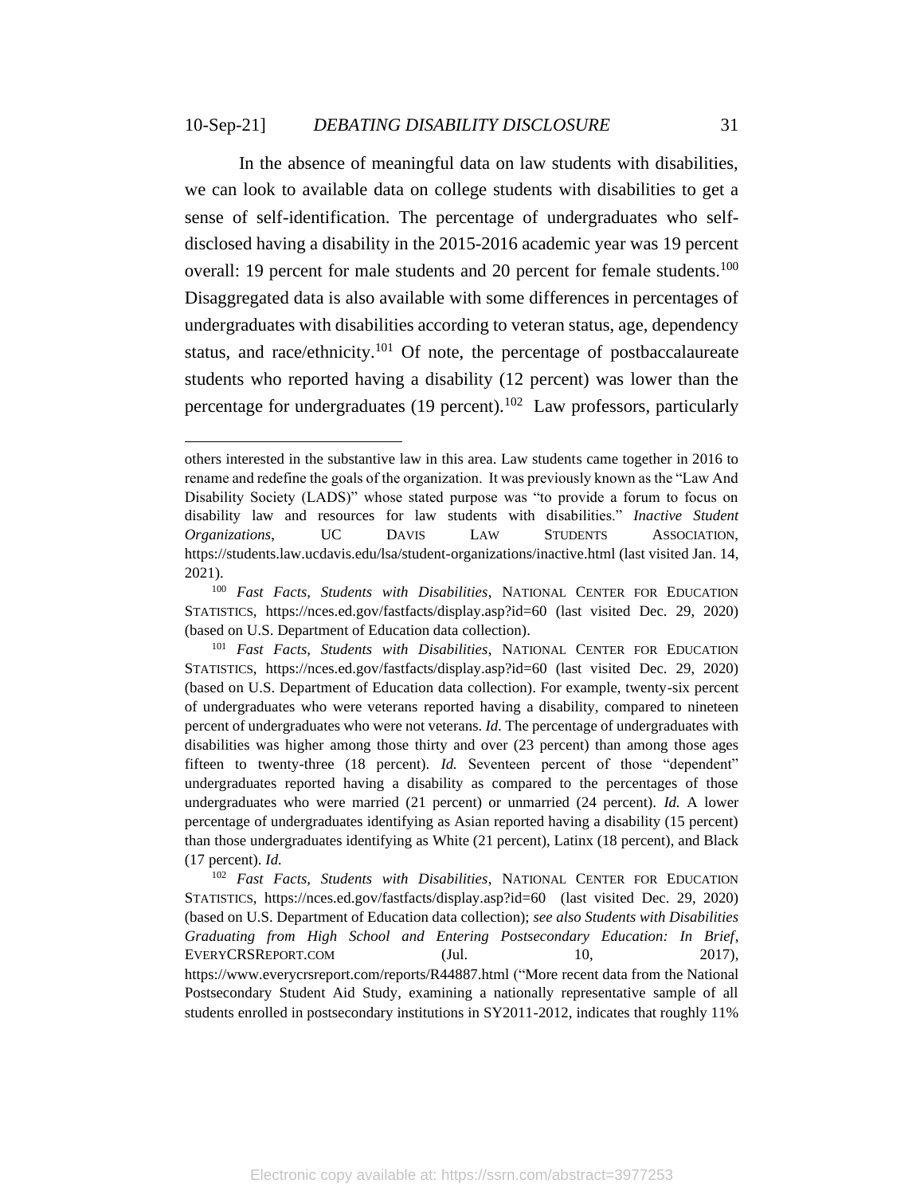In the absence of meaningful data on law students with disabilities, we can look to available data on college students with disabilities to get a sense of self-identification. The percentage of undergraduates who self-disclosed having a disability in the 2015-2016 academic year was 19 percent overall: 19 percent for male students and 20 percent for female students.[100] Disaggregated data is also available with some differences in percentages of undergraduates with disabilities according to veteran status, age, dependency status, and race/ethnicity.[101] Of note, the percentage of postbaccalaureate students who reported having a disability (12 percent) was lower than the percentage for undergraduates (19 percent).[102] Law professors, particularly

---

others interested in the substantive law in this area. Law students came together in 2016 to rename and redefine the goals of the organization. It was previously known as the "Law And Disability Society (LADS)" whose stated purpose was "to provide a forum to focus on disability law and resources for law students with disabilities." *Inactive Student Organizations*, UC DAVIS LAW STUDENTS ASSOCIATION, https://students.law.ucdavis.edu/lsa/student-organizations/inactive.html (last visited Jan. 14, 2021).

[100] *Fast Facts, Students with Disabilities*, NATIONAL CENTER FOR EDUCATION STATISTICS, https://nces.ed.gov/fastfacts/display.asp?id=60 (last visited Dec. 29, 2020) (based on U.S. Department of Education data collection).

[101] *Fast Facts, Students with Disabilities*, NATIONAL CENTER FOR EDUCATION STATISTICS, https://nces.ed.gov/fastfacts/display.asp?id=60 (last visited Dec. 29, 2020) (based on U.S. Department of Education data collection). For example, twenty-six percent of undergraduates who were veterans reported having a disability, compared to nineteen percent of undergraduates who were not veterans. *Id*. The percentage of undergraduates with disabilities was higher among those thirty and over (23 percent) than among those ages fifteen to twenty-three (18 percent). *Id.* Seventeen percent of those "dependent" undergraduates reported having a disability as compared to the percentages of those undergraduates who were married (21 percent) or unmarried (24 percent). *Id.* A lower percentage of undergraduates identifying as Asian reported having a disability (15 percent) than those undergraduates identifying as White (21 percent), Latinx (18 percent), and Black (17 percent). *Id.*

[102] *Fast Facts, Students with Disabilities*, NATIONAL CENTER FOR EDUCATION STATISTICS, https://nces.ed.gov/fastfacts/display.asp?id=60 (last visited Dec. 29, 2020) (based on U.S. Department of Education data collection); *see also Students with Disabilities Graduating from High School and Entering Postsecondary Education: In Brief*, EVERYCRSREPORT.COM (Jul. 10, 2017), https://www.everycrsreport.com/reports/R44887.html ("More recent data from the National Postsecondary Student Aid Study, examining a nationally representative sample of all students enrolled in postsecondary institutions in SY2011-2012, indicates that roughly 11%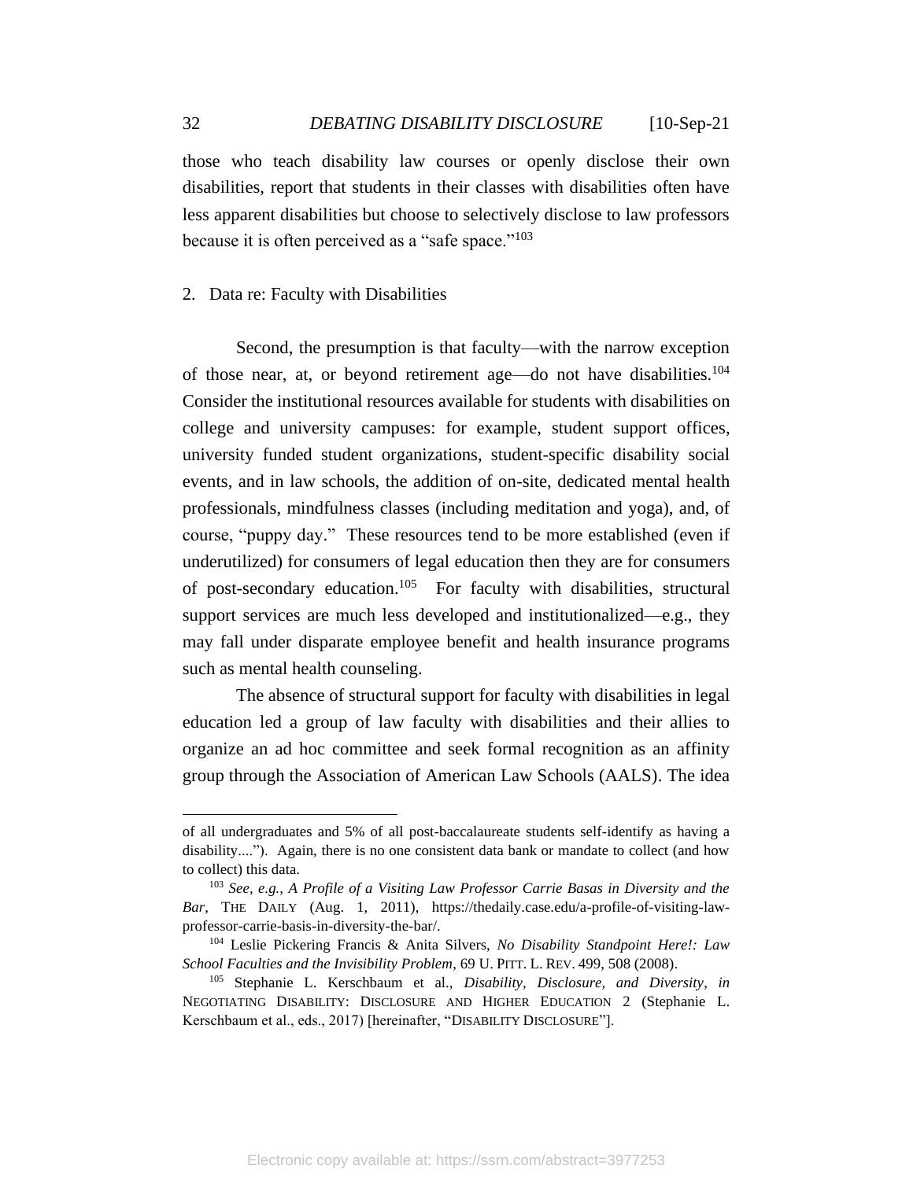those who teach disability law courses or openly disclose their own disabilities, report that students in their classes with disabilities often have less apparent disabilities but choose to selectively disclose to law professors because it is often perceived as a "safe space."[103]

2. Data re: Faculty with Disabilities

Second, the presumption is that faculty—with the narrow exception of those near, at, or beyond retirement age—do not have disabilities.[104] Consider the institutional resources available for students with disabilities on college and university campuses: for example, student support offices, university funded student organizations, student-specific disability social events, and in law schools, the addition of on-site, dedicated mental health professionals, mindfulness classes (including meditation and yoga), and, of course, "puppy day." These resources tend to be more established (even if underutilized) for consumers of legal education then they are for consumers of post-secondary education.[105] For faculty with disabilities, structural support services are much less developed and institutionalized—e.g., they may fall under disparate employee benefit and health insurance programs such as mental health counseling.

The absence of structural support for faculty with disabilities in legal education led a group of law faculty with disabilities and their allies to organize an ad hoc committee and seek formal recognition as an affinity group through the Association of American Law Schools (AALS). The idea

---

of all undergraduates and 5% of all post-baccalaureate students self-identify as having a disability...."). Again, there is no one consistent data bank or mandate to collect (and how to collect) this data.

[103] *See, e.g.*, *A Profile of a Visiting Law Professor Carrie Basas in Diversity and the Bar*, THE DAILY (Aug. 1, 2011), https://thedaily.case.edu/a-profile-of-visiting-law-professor-carrie-basis-in-diversity-the-bar/.

[104] Leslie Pickering Francis & Anita Silvers, *No Disability Standpoint Here!: Law School Faculties and the Invisibility Problem*, 69 U. PITT. L. REV. 499, 508 (2008).

[105] Stephanie L. Kerschbaum et al., *Disability, Disclosure, and Diversity*, *in* NEGOTIATING DISABILITY: DISCLOSURE AND HIGHER EDUCATION 2 (Stephanie L. Kerschbaum et al., eds., 2017) [hereinafter, "DISABILITY DISCLOSURE"].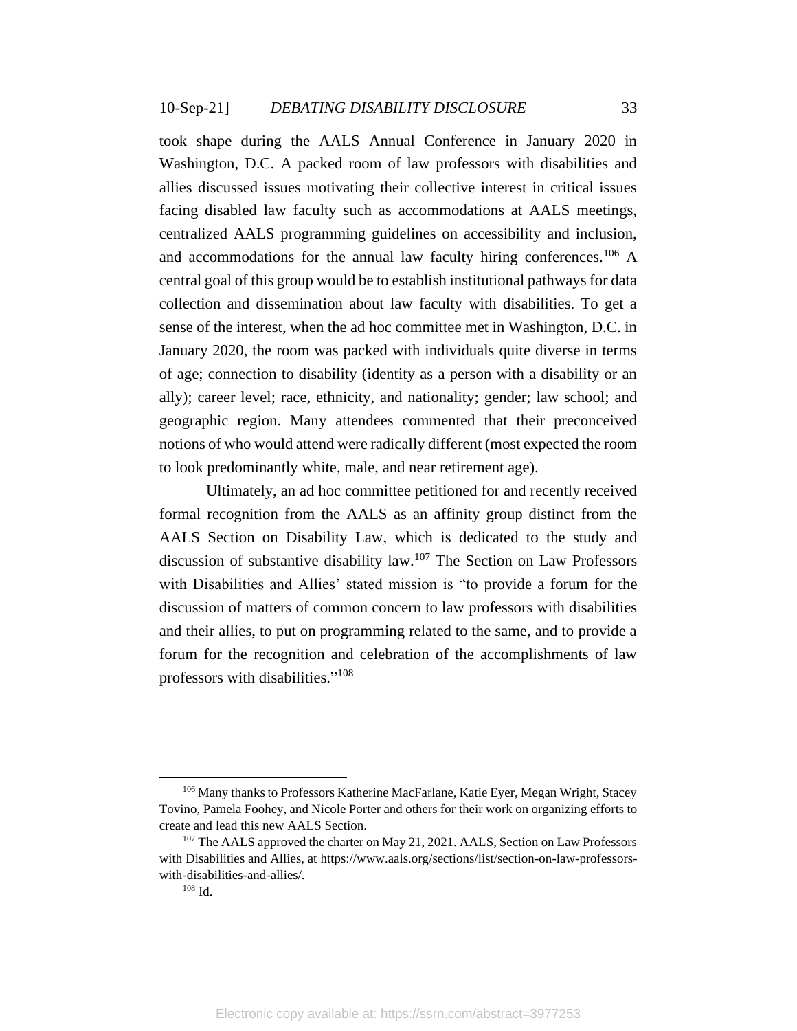took shape during the AALS Annual Conference in January 2020 in Washington, D.C. A packed room of law professors with disabilities and allies discussed issues motivating their collective interest in critical issues facing disabled law faculty such as accommodations at AALS meetings, centralized AALS programming guidelines on accessibility and inclusion, and accommodations for the annual law faculty hiring conferences.[106] A central goal of this group would be to establish institutional pathways for data collection and dissemination about law faculty with disabilities. To get a sense of the interest, when the ad hoc committee met in Washington, D.C. in January 2020, the room was packed with individuals quite diverse in terms of age; connection to disability (identity as a person with a disability or an ally); career level; race, ethnicity, and nationality; gender; law school; and geographic region. Many attendees commented that their preconceived notions of who would attend were radically different (most expected the room to look predominantly white, male, and near retirement age).

Ultimately, an ad hoc committee petitioned for and recently received formal recognition from the AALS as an affinity group distinct from the AALS Section on Disability Law, which is dedicated to the study and discussion of substantive disability law.[107] The Section on Law Professors with Disabilities and Allies' stated mission is "to provide a forum for the discussion of matters of common concern to law professors with disabilities and their allies, to put on programming related to the same, and to provide a forum for the recognition and celebration of the accomplishments of law professors with disabilities."[108]

---

[106] Many thanks to Professors Katherine MacFarlane, Katie Eyer, Megan Wright, Stacey Tovino, Pamela Foohey, and Nicole Porter and others for their work on organizing efforts to create and lead this new AALS Section.

[107] The AALS approved the charter on May 21, 2021. AALS, Section on Law Professors with Disabilities and Allies, at https://www.aals.org/sections/list/section-on-law-professors-with-disabilities-and-allies/.

[108] Id.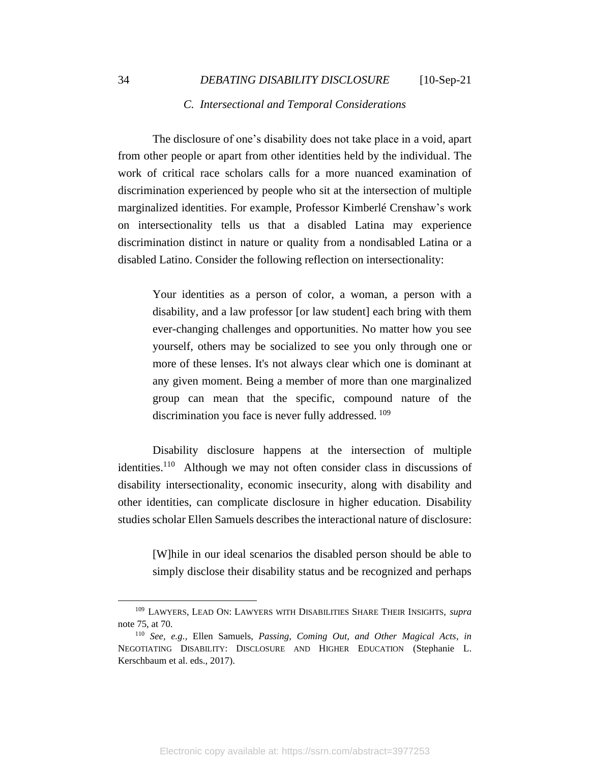### C. *Intersectional and Temporal Considerations*

The disclosure of one's disability does not take place in a void, apart from other people or apart from other identities held by the individual. The work of critical race scholars calls for a more nuanced examination of discrimination experienced by people who sit at the intersection of multiple marginalized identities. For example, Professor Kimberlé Crenshaw's work on intersectionality tells us that a disabled Latina may experience discrimination distinct in nature or quality from a nondisabled Latina or a disabled Latino. Consider the following reflection on intersectionality:

> Your identities as a person of color, a woman, a person with a disability, and a law professor [or law student] each bring with them ever-changing challenges and opportunities. No matter how you see yourself, others may be socialized to see you only through one or more of these lenses. It's not always clear which one is dominant at any given moment. Being a member of more than one marginalized group can mean that the specific, compound nature of the discrimination you face is never fully addressed. [109]

Disability disclosure happens at the intersection of multiple identities.[110] Although we may not often consider class in discussions of disability intersectionality, economic insecurity, along with disability and other identities, can complicate disclosure in higher education. Disability studies scholar Ellen Samuels describes the interactional nature of disclosure:

> [W]hile in our ideal scenarios the disabled person should be able to simply disclose their disability status and be recognized and perhaps

---

[109] LAWYERS, LEAD ON: LAWYERS WITH DISABILITIES SHARE THEIR INSIGHTS, *supra* note 75, at 70.

[110] *See, e.g.*, Ellen Samuels, *Passing, Coming Out, and Other Magical Acts*, *in* NEGOTIATING DISABILITY: DISCLOSURE AND HIGHER EDUCATION (Stephanie L. Kerschbaum et al. eds., 2017).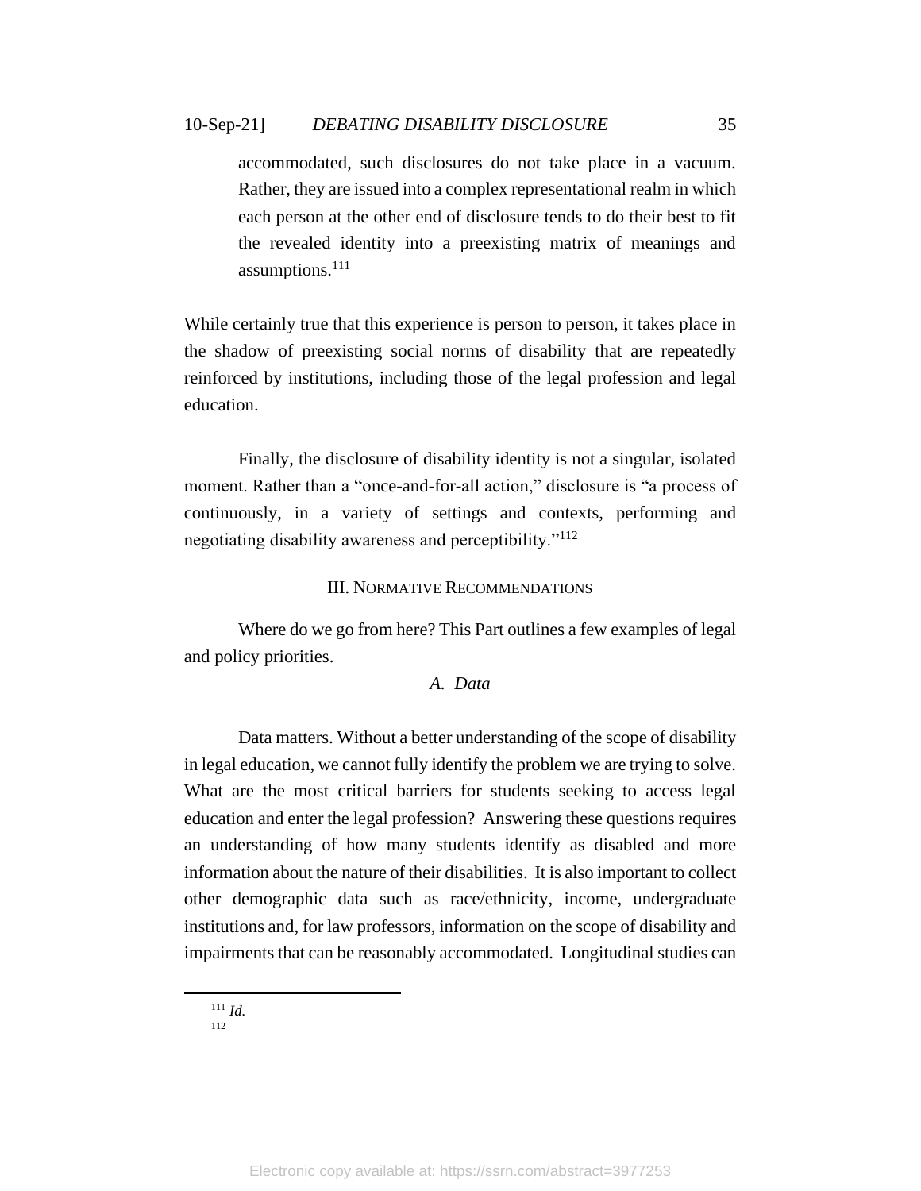> accommodated, such disclosures do not take place in a vacuum. Rather, they are issued into a complex representational realm in which each person at the other end of disclosure tends to do their best to fit the revealed identity into a preexisting matrix of meanings and assumptions.[111]

While certainly true that this experience is person to person, it takes place in the shadow of preexisting social norms of disability that are repeatedly reinforced by institutions, including those of the legal profession and legal education.

Finally, the disclosure of disability identity is not a singular, isolated moment. Rather than a "once-and-for-all action," disclosure is "a process of continuously, in a variety of settings and contexts, performing and negotiating disability awareness and perceptibility."[112]

## III. Normative Recommendations

Where do we go from here? This Part outlines a few examples of legal and policy priorities.

### *A. Data*

Data matters. Without a better understanding of the scope of disability in legal education, we cannot fully identify the problem we are trying to solve. What are the most critical barriers for students seeking to access legal education and enter the legal profession? Answering these questions requires an understanding of how many students identify as disabled and more information about the nature of their disabilities. It is also important to collect other demographic data such as race/ethnicity, income, undergraduate institutions and, for law professors, information on the scope of disability and impairments that can be reasonably accommodated. Longitudinal studies can

---

[111] *Id.*

[112]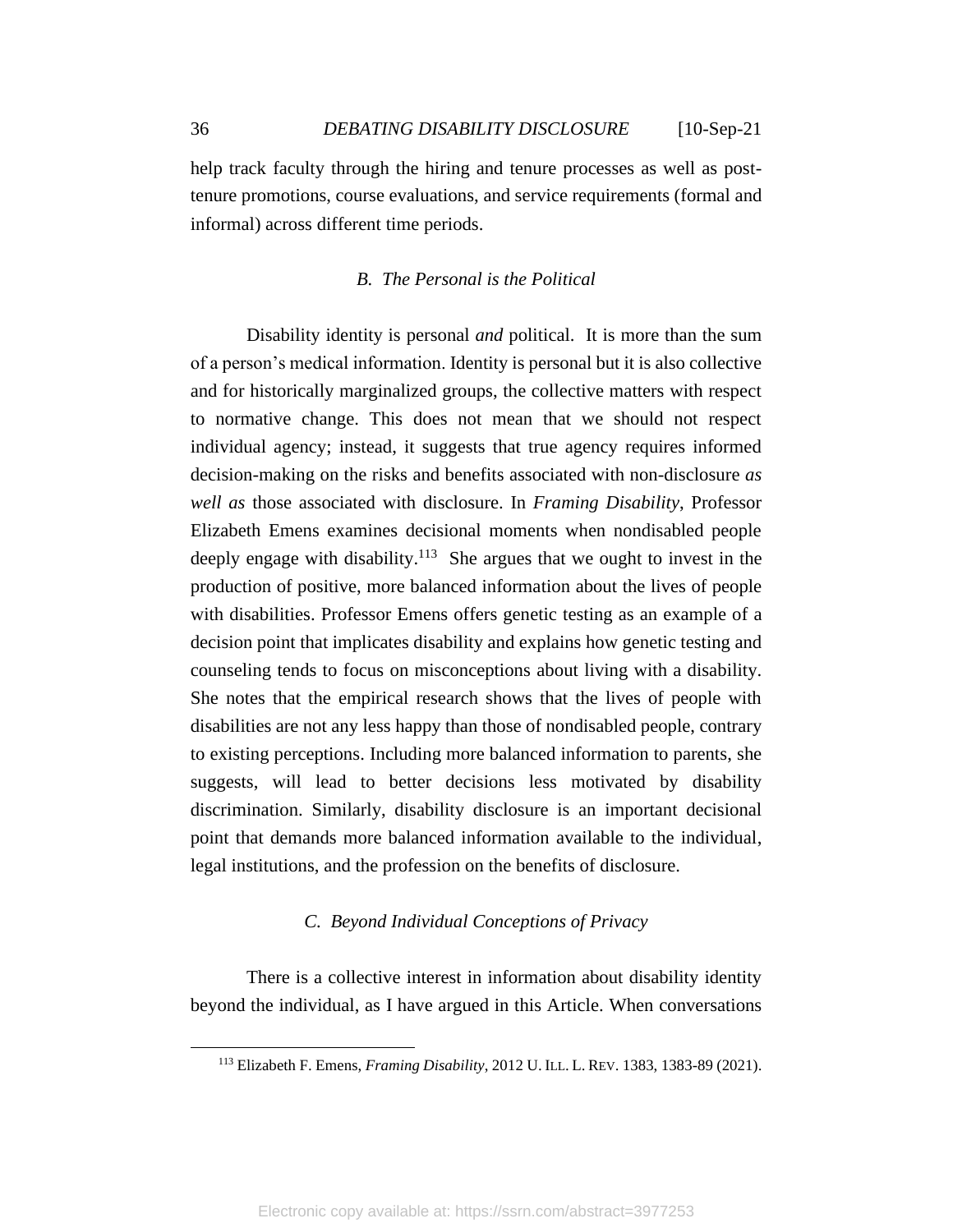help track faculty through the hiring and tenure processes as well as post-tenure promotions, course evaluations, and service requirements (formal and informal) across different time periods.

### *B. The Personal is the Political*

Disability identity is personal *and* political. It is more than the sum of a person's medical information. Identity is personal but it is also collective and for historically marginalized groups, the collective matters with respect to normative change. This does not mean that we should not respect individual agency; instead, it suggests that true agency requires informed decision-making on the risks and benefits associated with non-disclosure *as well as* those associated with disclosure. In *Framing Disability*, Professor Elizabeth Emens examines decisional moments when nondisabled people deeply engage with disability.[113] She argues that we ought to invest in the production of positive, more balanced information about the lives of people with disabilities. Professor Emens offers genetic testing as an example of a decision point that implicates disability and explains how genetic testing and counseling tends to focus on misconceptions about living with a disability. She notes that the empirical research shows that the lives of people with disabilities are not any less happy than those of nondisabled people, contrary to existing perceptions. Including more balanced information to parents, she suggests, will lead to better decisions less motivated by disability discrimination. Similarly, disability disclosure is an important decisional point that demands more balanced information available to the individual, legal institutions, and the profession on the benefits of disclosure.

### *C. Beyond Individual Conceptions of Privacy*

There is a collective interest in information about disability identity beyond the individual, as I have argued in this Article. When conversations

---

[113] Elizabeth F. Emens, *Framing Disability*, 2012 U. ILL. L. REV. 1383, 1383-89 (2021).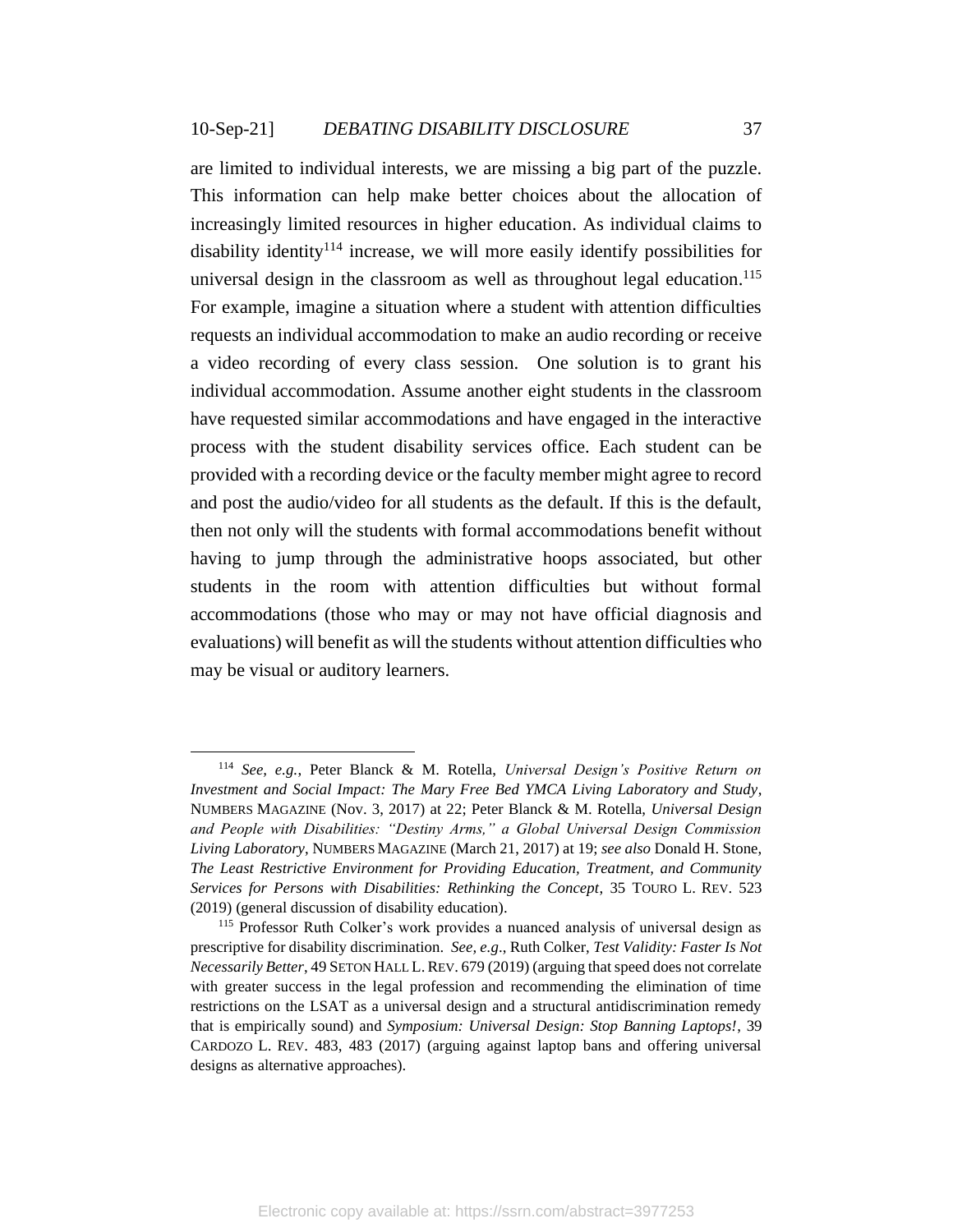are limited to individual interests, we are missing a big part of the puzzle. This information can help make better choices about the allocation of increasingly limited resources in higher education. As individual claims to disability identity[114] increase, we will more easily identify possibilities for universal design in the classroom as well as throughout legal education.[115] For example, imagine a situation where a student with attention difficulties requests an individual accommodation to make an audio recording or receive a video recording of every class session. One solution is to grant his individual accommodation. Assume another eight students in the classroom have requested similar accommodations and have engaged in the interactive process with the student disability services office. Each student can be provided with a recording device or the faculty member might agree to record and post the audio/video for all students as the default. If this is the default, then not only will the students with formal accommodations benefit without having to jump through the administrative hoops associated, but other students in the room with attention difficulties but without formal accommodations (those who may or may not have official diagnosis and evaluations) will benefit as will the students without attention difficulties who may be visual or auditory learners.

---

[114] *See, e.g.*, Peter Blanck & M. Rotella, *Universal Design's Positive Return on Investment and Social Impact: The Mary Free Bed YMCA Living Laboratory and Study*, NUMBERS MAGAZINE (Nov. 3, 2017) at 22; Peter Blanck & M. Rotella, *Universal Design and People with Disabilities: "Destiny Arms," a Global Universal Design Commission Living Laboratory*, NUMBERS MAGAZINE (March 21, 2017) at 19; *see also* Donald H. Stone, *The Least Restrictive Environment for Providing Education, Treatment, and Community Services for Persons with Disabilities: Rethinking the Concept*, 35 TOURO L. REV. 523 (2019) (general discussion of disability education).

[115] Professor Ruth Colker's work provides a nuanced analysis of universal design as prescriptive for disability discrimination. *See, e.g.*, Ruth Colker, *Test Validity: Faster Is Not Necessarily Better*, 49 SETON HALL L. REV. 679 (2019) (arguing that speed does not correlate with greater success in the legal profession and recommending the elimination of time restrictions on the LSAT as a universal design and a structural antidiscrimination remedy that is empirically sound) and *Symposium: Universal Design: Stop Banning Laptops!*, 39 CARDOZO L. REV. 483, 483 (2017) (arguing against laptop bans and offering universal designs as alternative approaches).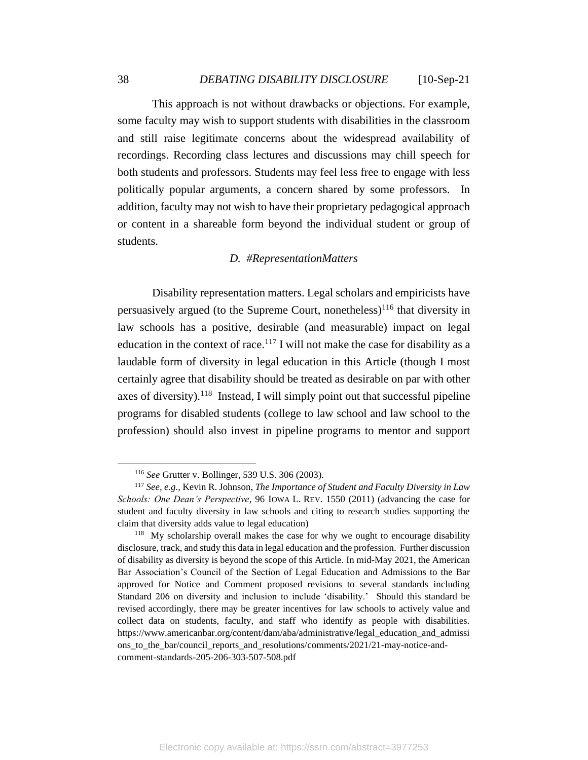This approach is not without drawbacks or objections. For example, some faculty may wish to support students with disabilities in the classroom and still raise legitimate concerns about the widespread availability of recordings. Recording class lectures and discussions may chill speech for both students and professors. Students may feel less free to engage with less politically popular arguments, a concern shared by some professors. In addition, faculty may not wish to have their proprietary pedagogical approach or content in a shareable form beyond the individual student or group of students.

### *D. #RepresentationMatters*

Disability representation matters. Legal scholars and empiricists have persuasively argued (to the Supreme Court, nonetheless)[116] that diversity in law schools has a positive, desirable (and measurable) impact on legal education in the context of race.[117] I will not make the case for disability as a laudable form of diversity in legal education in this Article (though I most certainly agree that disability should be treated as desirable on par with other axes of diversity).[118] Instead, I will simply point out that successful pipeline programs for disabled students (college to law school and law school to the profession) should also invest in pipeline programs to mentor and support

---

[116] *See* Grutter v. Bollinger, 539 U.S. 306 (2003).

[117] *See, e.g.,* Kevin R. Johnson, *The Importance of Student and Faculty Diversity in Law Schools: One Dean's Perspective*, 96 IOWA L. REV. 1550 (2011) (advancing the case for student and faculty diversity in law schools and citing to research studies supporting the claim that diversity adds value to legal education)

[118] My scholarship overall makes the case for why we ought to encourage disability disclosure, track, and study this data in legal education and the profession. Further discussion of disability as diversity is beyond the scope of this Article. In mid-May 2021, the American Bar Association's Council of the Section of Legal Education and Admissions to the Bar approved for Notice and Comment proposed revisions to several standards including Standard 206 on diversity and inclusion to include 'disability.' Should this standard be revised accordingly, there may be greater incentives for law schools to actively value and collect data on students, faculty, and staff who identify as people with disabilities. https://www.americanbar.org/content/dam/aba/administrative/legal_education_and_admissions_to_the_bar/council_reports_and_resolutions/comments/2021/21-may-notice-and-comment-standards-205-206-303-507-508.pdf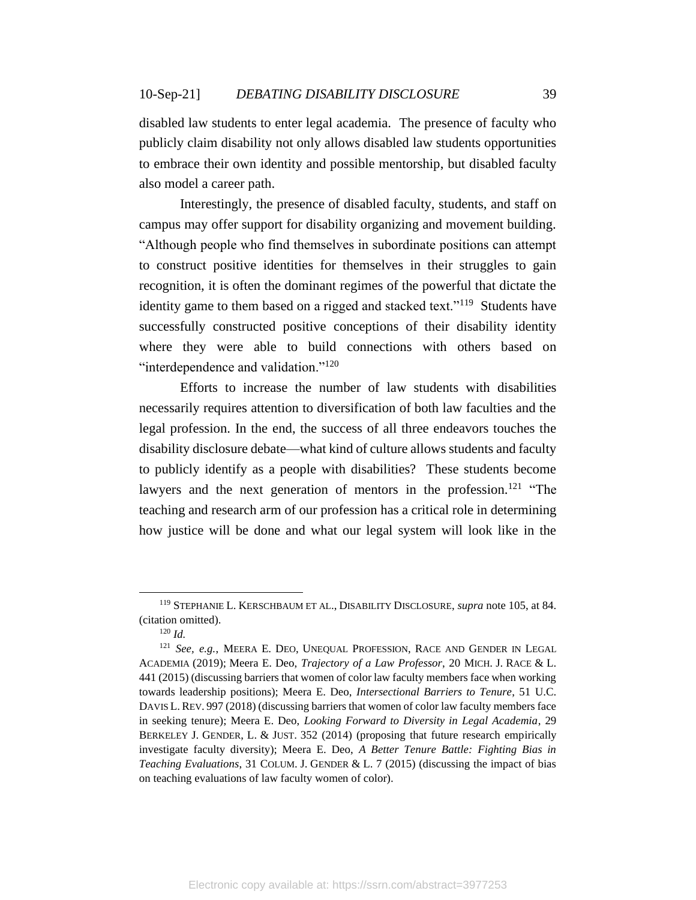disabled law students to enter legal academia. The presence of faculty who publicly claim disability not only allows disabled law students opportunities to embrace their own identity and possible mentorship, but disabled faculty also model a career path.

Interestingly, the presence of disabled faculty, students, and staff on campus may offer support for disability organizing and movement building. "Although people who find themselves in subordinate positions can attempt to construct positive identities for themselves in their struggles to gain recognition, it is often the dominant regimes of the powerful that dictate the identity game to them based on a rigged and stacked text."[119] Students have successfully constructed positive conceptions of their disability identity where they were able to build connections with others based on "interdependence and validation."[120]

Efforts to increase the number of law students with disabilities necessarily requires attention to diversification of both law faculties and the legal profession. In the end, the success of all three endeavors touches the disability disclosure debate—what kind of culture allows students and faculty to publicly identify as a people with disabilities? These students become lawyers and the next generation of mentors in the profession.[121] "The teaching and research arm of our profession has a critical role in determining how justice will be done and what our legal system will look like in the

---

[119] STEPHANIE L. KERSCHBAUM ET AL., DISABILITY DISCLOSURE, *supra* note 105, at 84. (citation omitted).

[120] *Id.*

[121] *See, e.g.*, MEERA E. DEO, UNEQUAL PROFESSION, RACE AND GENDER IN LEGAL ACADEMIA (2019); Meera E. Deo, *Trajectory of a Law Professor*, 20 MICH. J. RACE & L. 441 (2015) (discussing barriers that women of color law faculty members face when working towards leadership positions); Meera E. Deo, *Intersectional Barriers to Tenure*, 51 U.C. DAVIS L. REV. 997 (2018) (discussing barriers that women of color law faculty members face in seeking tenure); Meera E. Deo, *Looking Forward to Diversity in Legal Academia*, 29 BERKELEY J. GENDER, L. & JUST. 352 (2014) (proposing that future research empirically investigate faculty diversity); Meera E. Deo, *A Better Tenure Battle: Fighting Bias in Teaching Evaluations*, 31 COLUM. J. GENDER & L. 7 (2015) (discussing the impact of bias on teaching evaluations of law faculty women of color).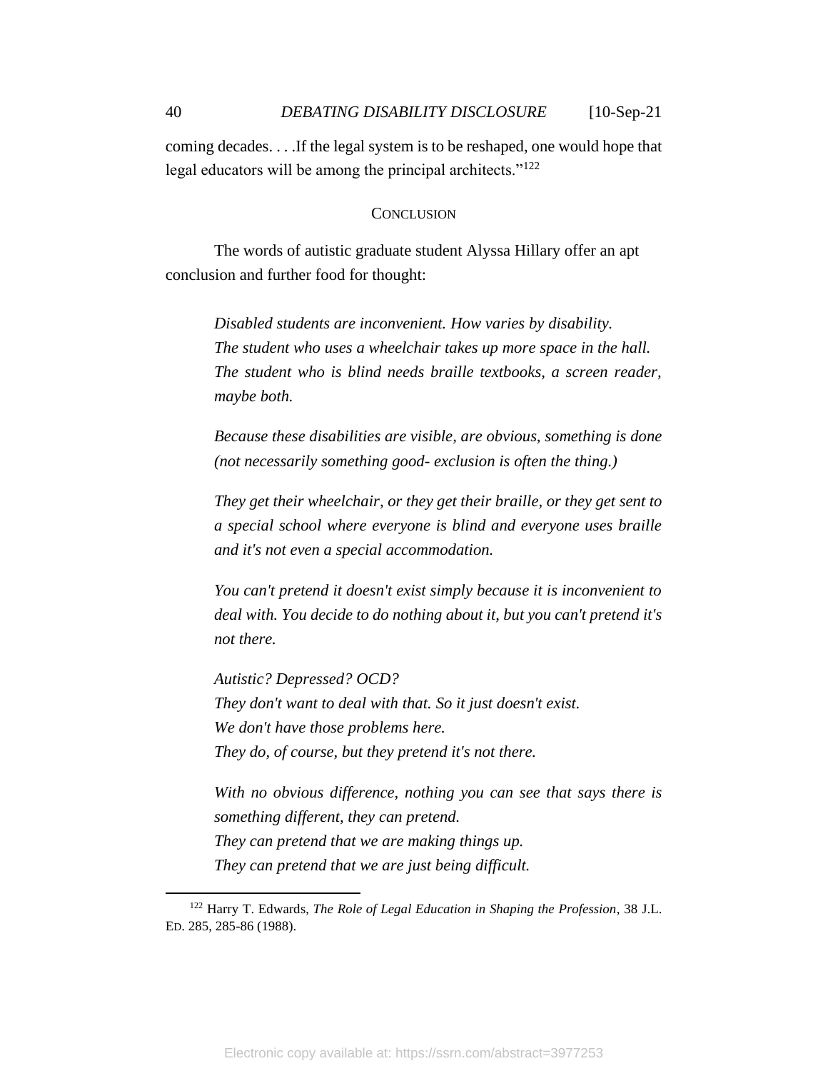coming decades. . . .If the legal system is to be reshaped, one would hope that legal educators will be among the principal architects."[122]

## CONCLUSION

The words of autistic graduate student Alyssa Hillary offer an apt conclusion and further food for thought:

> *Disabled students are inconvenient. How varies by disability.*
> *The student who uses a wheelchair takes up more space in the hall.*
> *The student who is blind needs braille textbooks, a screen reader, maybe both.*
>
> *Because these disabilities are visible, are obvious, something is done (not necessarily something good- exclusion is often the thing.)*
>
> *They get their wheelchair, or they get their braille, or they get sent to a special school where everyone is blind and everyone uses braille and it's not even a special accommodation.*
>
> *You can't pretend it doesn't exist simply because it is inconvenient to deal with. You decide to do nothing about it, but you can't pretend it's not there.*
>
> *Autistic? Depressed? OCD?*
> *They don't want to deal with that. So it just doesn't exist.*
> *We don't have those problems here.*
> *They do, of course, but they pretend it's not there.*
>
> *With no obvious difference, nothing you can see that says there is something different, they can pretend.*
> *They can pretend that we are making things up.*
> *They can pretend that we are just being difficult.*

---

[122] Harry T. Edwards, *The Role of Legal Education in Shaping the Profession*, 38 J.L. ED. 285, 285-86 (1988).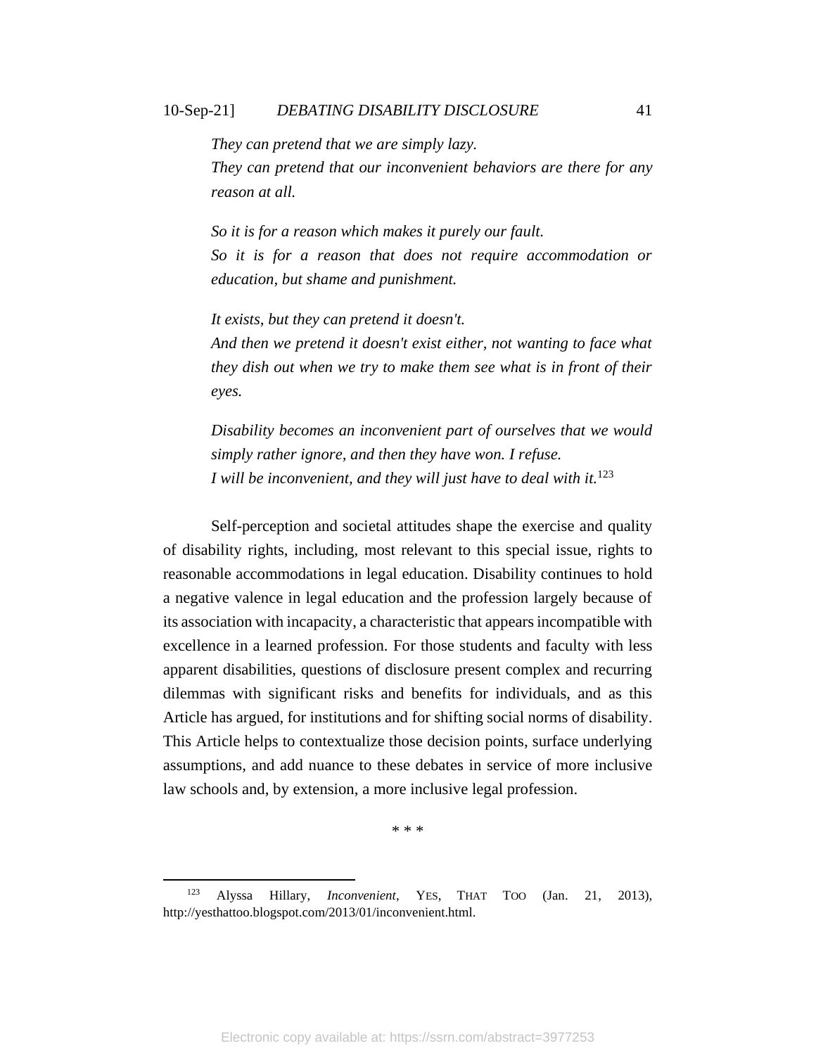*They can pretend that we are simply lazy.*
*They can pretend that our inconvenient behaviors are there for any reason at all.*

*So it is for a reason which makes it purely our fault.*
*So it is for a reason that does not require accommodation or education, but shame and punishment.*

*It exists, but they can pretend it doesn't.*
*And then we pretend it doesn't exist either, not wanting to face what they dish out when we try to make them see what is in front of their eyes.*

*Disability becomes an inconvenient part of ourselves that we would simply rather ignore, and then they have won. I refuse.*
*I will be inconvenient, and they will just have to deal with it.*[123]

Self-perception and societal attitudes shape the exercise and quality of disability rights, including, most relevant to this special issue, rights to reasonable accommodations in legal education. Disability continues to hold a negative valence in legal education and the profession largely because of its association with incapacity, a characteristic that appears incompatible with excellence in a learned profession. For those students and faculty with less apparent disabilities, questions of disclosure present complex and recurring dilemmas with significant risks and benefits for individuals, and as this Article has argued, for institutions and for shifting social norms of disability. This Article helps to contextualize those decision points, surface underlying assumptions, and add nuance to these debates in service of more inclusive law schools and, by extension, a more inclusive legal profession.

\* \* \*

[123] Alyssa Hillary, *Inconvenient*, YES, THAT TOO (Jan. 21, 2013), http://yesthattoo.blogspot.com/2013/01/inconvenient.html.